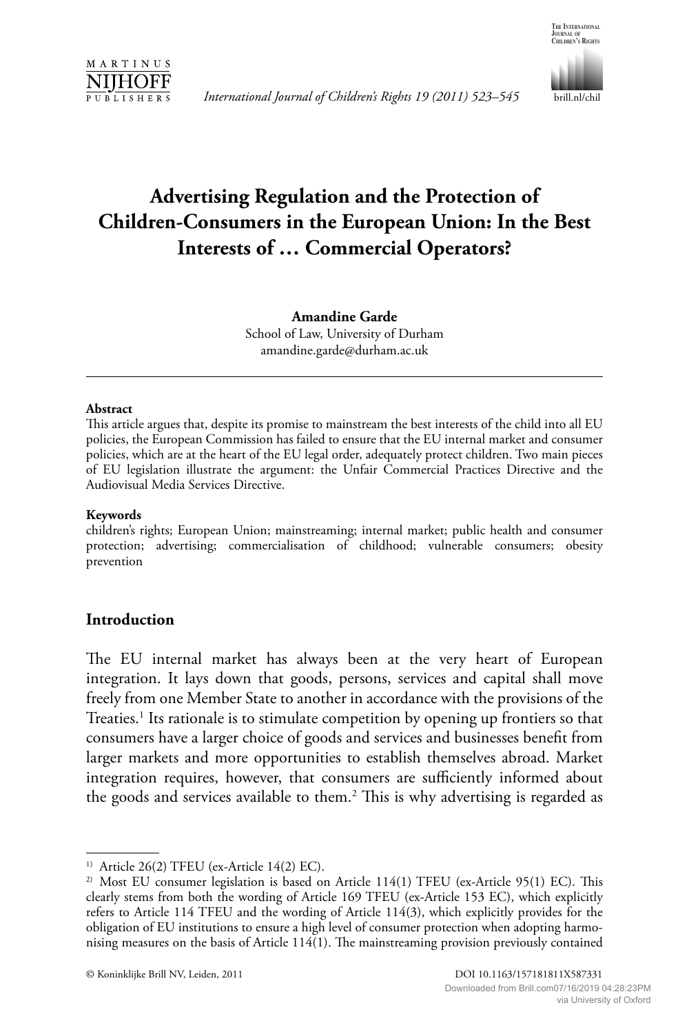# Advertising Regulation and the Protection of Children-Consumers in the European Union: In the Best Interests of … Commercial Operators?

**Amandine Garde**
School of Law, University of Durham
amandine.garde@durham.ac.uk

**Abstract**

This article argues that, despite its promise to mainstream the best interests of the child into all EU policies, the European Commission has failed to ensure that the EU internal market and consumer policies, which are at the heart of the EU legal order, adequately protect children. Two main pieces of EU legislation illustrate the argument: the Unfair Commercial Practices Directive and the Audiovisual Media Services Directive.

**Keywords**

children's rights; European Union; mainstreaming; internal market; public health and consumer protection; advertising; commercialisation of childhood; vulnerable consumers; obesity prevention

## Introduction

The EU internal market has always been at the very heart of European integration. It lays down that goods, persons, services and capital shall move freely from one Member State to another in accordance with the provisions of the Treaties.[1] Its rationale is to stimulate competition by opening up frontiers so that consumers have a larger choice of goods and services and businesses benefit from larger markets and more opportunities to establish themselves abroad. Market integration requires, however, that consumers are sufficiently informed about the goods and services available to them.[2] This is why advertising is regarded as

---

[1] Article 26(2) TFEU (ex-Article 14(2) EC).

[2] Most EU consumer legislation is based on Article 114(1) TFEU (ex-Article 95(1) EC). This clearly stems from both the wording of Article 169 TFEU (ex-Article 153 EC), which explicitly refers to Article 114 TFEU and the wording of Article 114(3), which explicitly provides for the obligation of EU institutions to ensure a high level of consumer protection when adopting harmonising measures on the basis of Article 114(1). The mainstreaming provision previously contained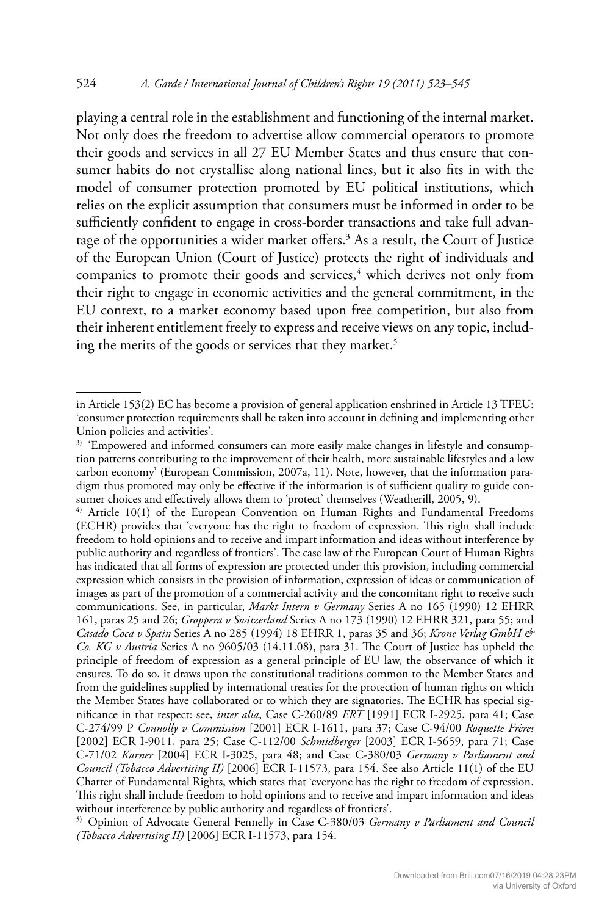playing a central role in the establishment and functioning of the internal market. Not only does the freedom to advertise allow commercial operators to promote their goods and services in all 27 EU Member States and thus ensure that consumer habits do not crystallise along national lines, but it also fits in with the model of consumer protection promoted by EU political institutions, which relies on the explicit assumption that consumers must be informed in order to be sufficiently confident to engage in cross-border transactions and take full advantage of the opportunities a wider market offers.[3] As a result, the Court of Justice of the European Union (Court of Justice) protects the right of individuals and companies to promote their goods and services,[4] which derives not only from their right to engage in economic activities and the general commitment, in the EU context, to a market economy based upon free competition, but also from their inherent entitlement freely to express and receive views on any topic, including the merits of the goods or services that they market.[5]

---

in Article 153(2) EC has become a provision of general application enshrined in Article 13 TFEU: 'consumer protection requirements shall be taken into account in defining and implementing other Union policies and activities'.

[3] 'Empowered and informed consumers can more easily make changes in lifestyle and consumption patterns contributing to the improvement of their health, more sustainable lifestyles and a low carbon economy' (European Commission, 2007a, 11). Note, however, that the information paradigm thus promoted may only be effective if the information is of sufficient quality to guide consumer choices and effectively allows them to 'protect' themselves (Weatherill, 2005, 9).

[4] Article 10(1) of the European Convention on Human Rights and Fundamental Freedoms (ECHR) provides that 'everyone has the right to freedom of expression. This right shall include freedom to hold opinions and to receive and impart information and ideas without interference by public authority and regardless of frontiers'. The case law of the European Court of Human Rights has indicated that all forms of expression are protected under this provision, including commercial expression which consists in the provision of information, expression of ideas or communication of images as part of the promotion of a commercial activity and the concomitant right to receive such communications. See, in particular, *Markt Intern v Germany* Series A no 165 (1990) 12 EHRR 161, paras 25 and 26; *Groppera v Switzerland* Series A no 173 (1990) 12 EHRR 321, para 55; and *Casado Coca v Spain* Series A no 285 (1994) 18 EHRR 1, paras 35 and 36; *Krone Verlag GmbH & Co. KG v Austria* Series A no 9605/03 (14.11.08), para 31. The Court of Justice has upheld the principle of freedom of expression as a general principle of EU law, the observance of which it ensures. To do so, it draws upon the constitutional traditions common to the Member States and from the guidelines supplied by international treaties for the protection of human rights on which the Member States have collaborated or to which they are signatories. The ECHR has special significance in that respect: see, *inter alia*, Case C-260/89 *ERT* [1991] ECR I-2925, para 41; Case C-274/99 P *Connolly v Commission* [2001] ECR I-1611, para 37; Case C-94/00 *Roquette Frères* [2002] ECR I-9011, para 25; Case C-112/00 *Schmidberger* [2003] ECR I-5659, para 71; Case C-71/02 *Karner* [2004] ECR I-3025, para 48; and Case C-380/03 *Germany v Parliament and Council (Tobacco Advertising II)* [2006] ECR I-11573, para 154. See also Article 11(1) of the EU Charter of Fundamental Rights, which states that 'everyone has the right to freedom of expression. This right shall include freedom to hold opinions and to receive and impart information and ideas without interference by public authority and regardless of frontiers'.

[5] Opinion of Advocate General Fennelly in Case C-380/03 *Germany v Parliament and Council (Tobacco Advertising II)* [2006] ECR I-11573, para 154.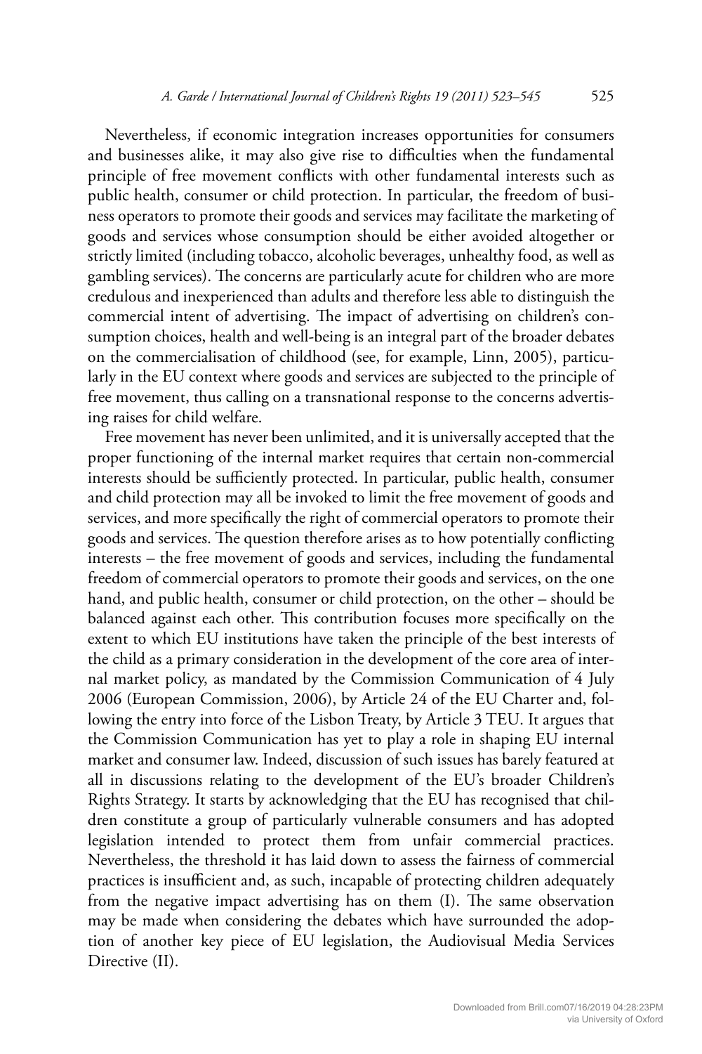Nevertheless, if economic integration increases opportunities for consumers and businesses alike, it may also give rise to difficulties when the fundamental principle of free movement conflicts with other fundamental interests such as public health, consumer or child protection. In particular, the freedom of business operators to promote their goods and services may facilitate the marketing of goods and services whose consumption should be either avoided altogether or strictly limited (including tobacco, alcoholic beverages, unhealthy food, as well as gambling services). The concerns are particularly acute for children who are more credulous and inexperienced than adults and therefore less able to distinguish the commercial intent of advertising. The impact of advertising on children's consumption choices, health and well-being is an integral part of the broader debates on the commercialisation of childhood (see, for example, Linn, 2005), particularly in the EU context where goods and services are subjected to the principle of free movement, thus calling on a transnational response to the concerns advertising raises for child welfare.

Free movement has never been unlimited, and it is universally accepted that the proper functioning of the internal market requires that certain non-commercial interests should be sufficiently protected. In particular, public health, consumer and child protection may all be invoked to limit the free movement of goods and services, and more specifically the right of commercial operators to promote their goods and services. The question therefore arises as to how potentially conflicting interests – the free movement of goods and services, including the fundamental freedom of commercial operators to promote their goods and services, on the one hand, and public health, consumer or child protection, on the other – should be balanced against each other. This contribution focuses more specifically on the extent to which EU institutions have taken the principle of the best interests of the child as a primary consideration in the development of the core area of internal market policy, as mandated by the Commission Communication of 4 July 2006 (European Commission, 2006), by Article 24 of the EU Charter and, following the entry into force of the Lisbon Treaty, by Article 3 TEU. It argues that the Commission Communication has yet to play a role in shaping EU internal market and consumer law. Indeed, discussion of such issues has barely featured at all in discussions relating to the development of the EU's broader Children's Rights Strategy. It starts by acknowledging that the EU has recognised that children constitute a group of particularly vulnerable consumers and has adopted legislation intended to protect them from unfair commercial practices. Nevertheless, the threshold it has laid down to assess the fairness of commercial practices is insufficient and, as such, incapable of protecting children adequately from the negative impact advertising has on them (I). The same observation may be made when considering the debates which have surrounded the adoption of another key piece of EU legislation, the Audiovisual Media Services Directive (II).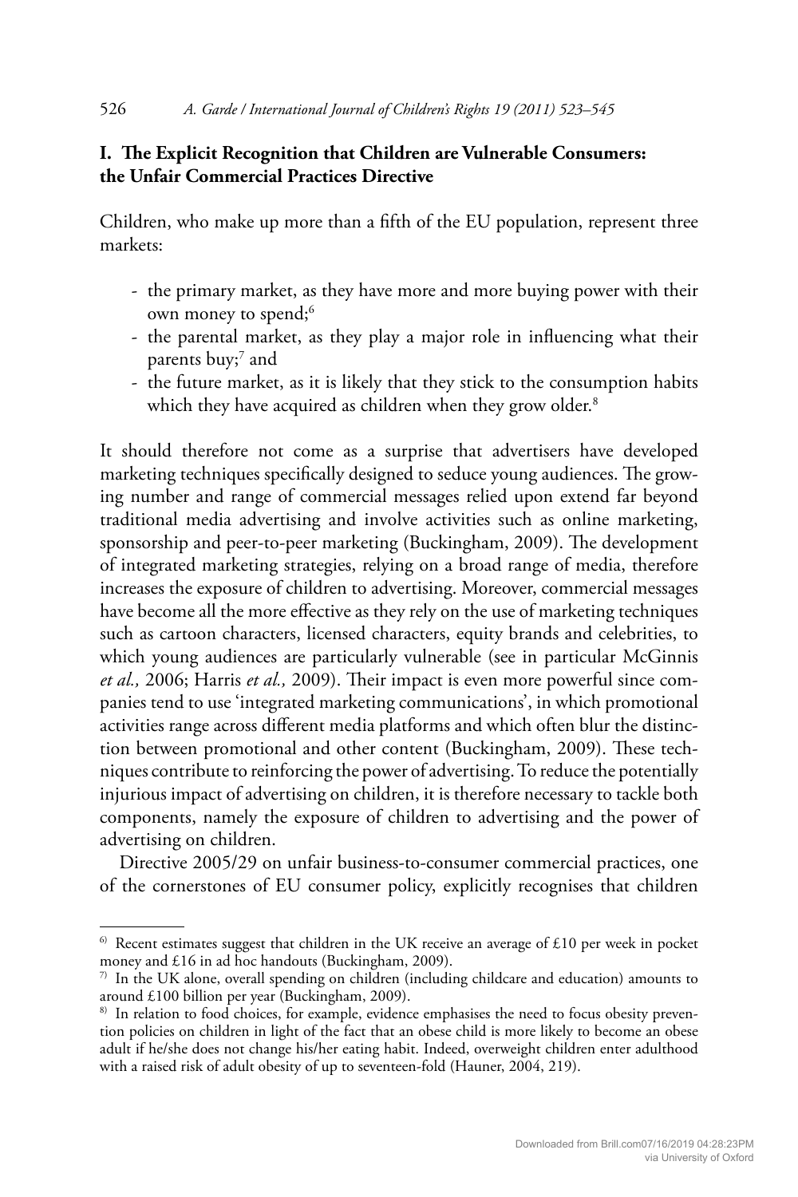## I. The Explicit Recognition that Children are Vulnerable Consumers: the Unfair Commercial Practices Directive

Children, who make up more than a fifth of the EU population, represent three markets:

- the primary market, as they have more and more buying power with their own money to spend;[6]
- the parental market, as they play a major role in influencing what their parents buy;[7] and
- the future market, as it is likely that they stick to the consumption habits which they have acquired as children when they grow older.[8]

It should therefore not come as a surprise that advertisers have developed marketing techniques specifically designed to seduce young audiences. The growing number and range of commercial messages relied upon extend far beyond traditional media advertising and involve activities such as online marketing, sponsorship and peer-to-peer marketing (Buckingham, 2009). The development of integrated marketing strategies, relying on a broad range of media, therefore increases the exposure of children to advertising. Moreover, commercial messages have become all the more effective as they rely on the use of marketing techniques such as cartoon characters, licensed characters, equity brands and celebrities, to which young audiences are particularly vulnerable (see in particular McGinnis *et al.,* 2006; Harris *et al.,* 2009). Their impact is even more powerful since companies tend to use 'integrated marketing communications', in which promotional activities range across different media platforms and which often blur the distinction between promotional and other content (Buckingham, 2009). These techniques contribute to reinforcing the power of advertising. To reduce the potentially injurious impact of advertising on children, it is therefore necessary to tackle both components, namely the exposure of children to advertising and the power of advertising on children.

Directive 2005/29 on unfair business-to-consumer commercial practices, one of the cornerstones of EU consumer policy, explicitly recognises that children

---

[6] Recent estimates suggest that children in the UK receive an average of £10 per week in pocket money and £16 in ad hoc handouts (Buckingham, 2009).

[7] In the UK alone, overall spending on children (including childcare and education) amounts to around £100 billion per year (Buckingham, 2009).

[8] In relation to food choices, for example, evidence emphasises the need to focus obesity prevention policies on children in light of the fact that an obese child is more likely to become an obese adult if he/she does not change his/her eating habit. Indeed, overweight children enter adulthood with a raised risk of adult obesity of up to seventeen-fold (Hauner, 2004, 219).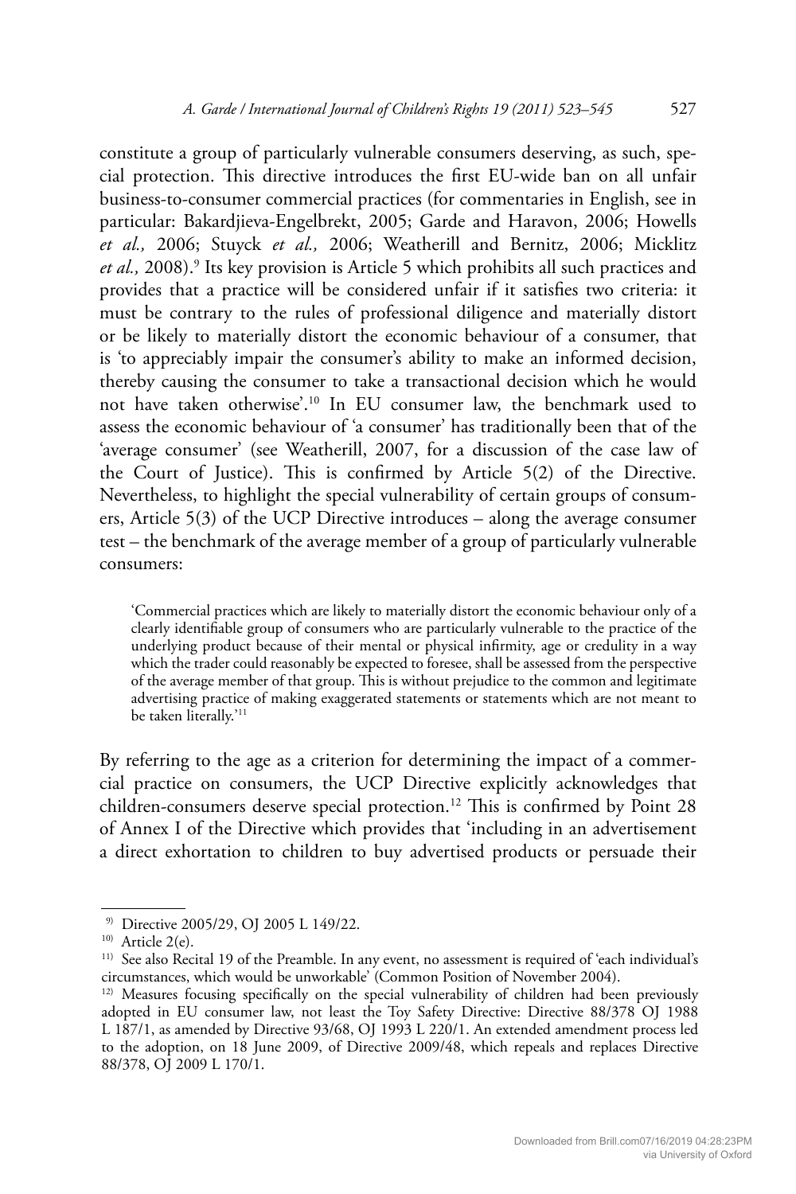constitute a group of particularly vulnerable consumers deserving, as such, special protection. This directive introduces the first EU-wide ban on all unfair business-to-consumer commercial practices (for commentaries in English, see in particular: Bakardjieva-Engelbrekt, 2005; Garde and Haravon, 2006; Howells *et al.,* 2006; Stuyck *et al.,* 2006; Weatherill and Bernitz, 2006; Micklitz *et al.,* 2008).[9] Its key provision is Article 5 which prohibits all such practices and provides that a practice will be considered unfair if it satisfies two criteria: it must be contrary to the rules of professional diligence and materially distort or be likely to materially distort the economic behaviour of a consumer, that is 'to appreciably impair the consumer's ability to make an informed decision, thereby causing the consumer to take a transactional decision which he would not have taken otherwise'.[10] In EU consumer law, the benchmark used to assess the economic behaviour of 'a consumer' has traditionally been that of the 'average consumer' (see Weatherill, 2007, for a discussion of the case law of the Court of Justice). This is confirmed by Article 5(2) of the Directive. Nevertheless, to highlight the special vulnerability of certain groups of consumers, Article 5(3) of the UCP Directive introduces – along the average consumer test – the benchmark of the average member of a group of particularly vulnerable consumers:

> 'Commercial practices which are likely to materially distort the economic behaviour only of a clearly identifiable group of consumers who are particularly vulnerable to the practice of the underlying product because of their mental or physical infirmity, age or credulity in a way which the trader could reasonably be expected to foresee, shall be assessed from the perspective of the average member of that group. This is without prejudice to the common and legitimate advertising practice of making exaggerated statements or statements which are not meant to be taken literally.'[11]

By referring to the age as a criterion for determining the impact of a commercial practice on consumers, the UCP Directive explicitly acknowledges that children-consumers deserve special protection.[12] This is confirmed by Point 28 of Annex I of the Directive which provides that 'including in an advertisement a direct exhortation to children to buy advertised products or persuade their

---

[9] Directive 2005/29, OJ 2005 L 149/22.

[10] Article 2(e).

[11] See also Recital 19 of the Preamble. In any event, no assessment is required of 'each individual's circumstances, which would be unworkable' (Common Position of November 2004).

[12] Measures focusing specifically on the special vulnerability of children had been previously adopted in EU consumer law, not least the Toy Safety Directive: Directive 88/378 OJ 1988 L 187/1, as amended by Directive 93/68, OJ 1993 L 220/1. An extended amendment process led to the adoption, on 18 June 2009, of Directive 2009/48, which repeals and replaces Directive 88/378, OJ 2009 L 170/1.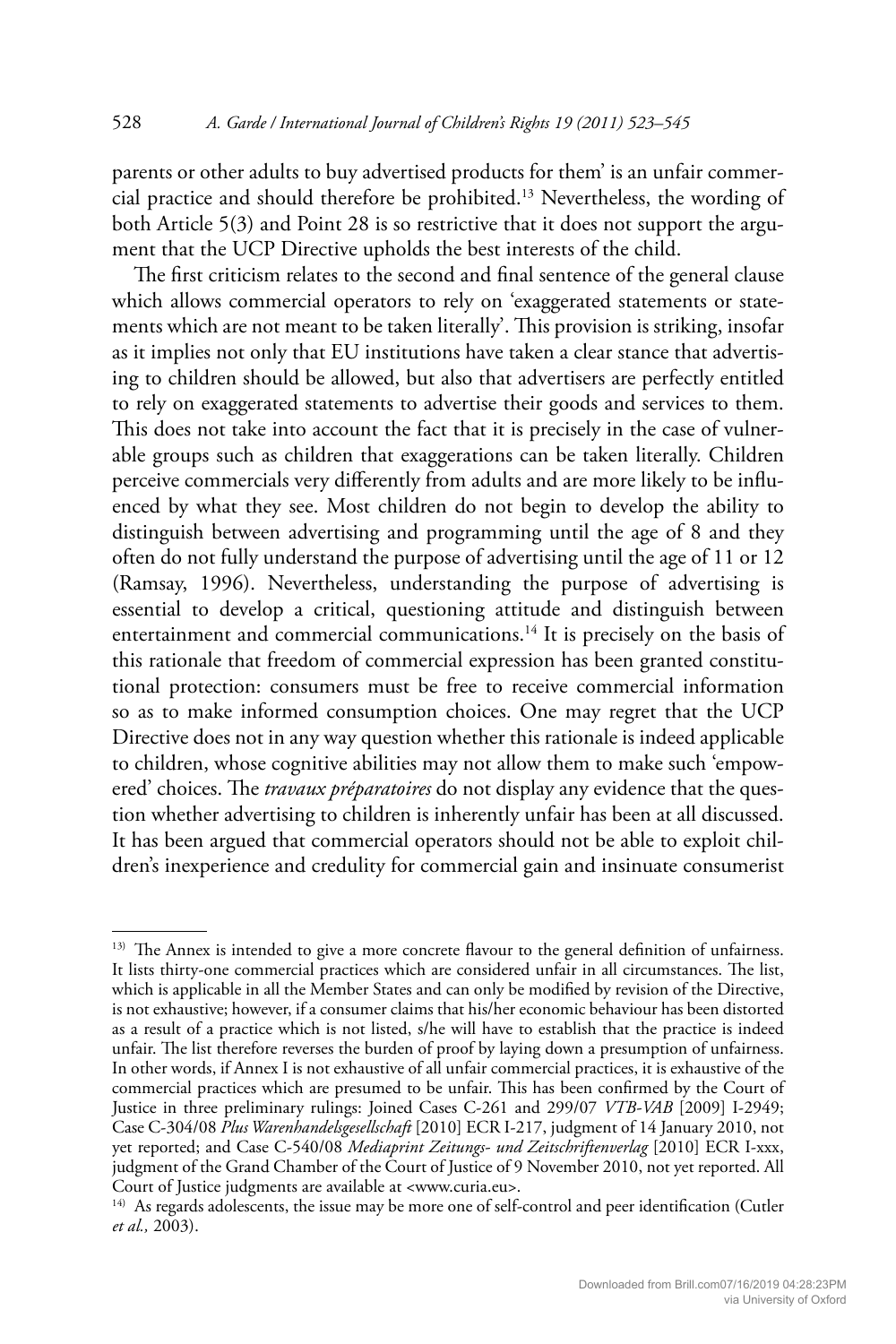parents or other adults to buy advertised products for them' is an unfair commercial practice and should therefore be prohibited.[13] Nevertheless, the wording of both Article 5(3) and Point 28 is so restrictive that it does not support the argument that the UCP Directive upholds the best interests of the child.

The first criticism relates to the second and final sentence of the general clause which allows commercial operators to rely on 'exaggerated statements or statements which are not meant to be taken literally'. This provision is striking, insofar as it implies not only that EU institutions have taken a clear stance that advertising to children should be allowed, but also that advertisers are perfectly entitled to rely on exaggerated statements to advertise their goods and services to them. This does not take into account the fact that it is precisely in the case of vulnerable groups such as children that exaggerations can be taken literally. Children perceive commercials very differently from adults and are more likely to be influenced by what they see. Most children do not begin to develop the ability to distinguish between advertising and programming until the age of 8 and they often do not fully understand the purpose of advertising until the age of 11 or 12 (Ramsay, 1996). Nevertheless, understanding the purpose of advertising is essential to develop a critical, questioning attitude and distinguish between entertainment and commercial communications.[14] It is precisely on the basis of this rationale that freedom of commercial expression has been granted constitutional protection: consumers must be free to receive commercial information so as to make informed consumption choices. One may regret that the UCP Directive does not in any way question whether this rationale is indeed applicable to children, whose cognitive abilities may not allow them to make such 'empowered' choices. The *travaux préparatoires* do not display any evidence that the question whether advertising to children is inherently unfair has been at all discussed. It has been argued that commercial operators should not be able to exploit children's inexperience and credulity for commercial gain and insinuate consumerist

---

[13] The Annex is intended to give a more concrete flavour to the general definition of unfairness. It lists thirty-one commercial practices which are considered unfair in all circumstances. The list, which is applicable in all the Member States and can only be modified by revision of the Directive, is not exhaustive; however, if a consumer claims that his/her economic behaviour has been distorted as a result of a practice which is not listed, s/he will have to establish that the practice is indeed unfair. The list therefore reverses the burden of proof by laying down a presumption of unfairness. In other words, if Annex I is not exhaustive of all unfair commercial practices, it is exhaustive of the commercial practices which are presumed to be unfair. This has been confirmed by the Court of Justice in three preliminary rulings: Joined Cases C-261 and 299/07 *VTB-VAB* [2009] I-2949; Case C-304/08 *Plus Warenhandelsgesellschaft* [2010] ECR I-217, judgment of 14 January 2010, not yet reported; and Case C-540/08 *Mediaprint Zeitungs- und Zeitschriftenverlag* [2010] ECR I-xxx, judgment of the Grand Chamber of the Court of Justice of 9 November 2010, not yet reported. All Court of Justice judgments are available at <www.curia.eu>.

[14] As regards adolescents, the issue may be more one of self-control and peer identification (Cutler *et al.,* 2003).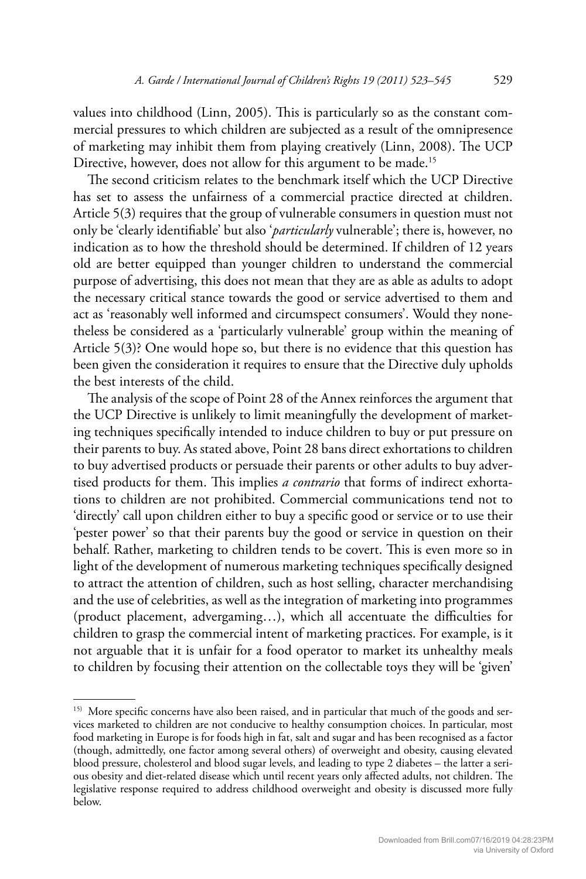values into childhood (Linn, 2005). This is particularly so as the constant commercial pressures to which children are subjected as a result of the omnipresence of marketing may inhibit them from playing creatively (Linn, 2008). The UCP Directive, however, does not allow for this argument to be made.[15]

The second criticism relates to the benchmark itself which the UCP Directive has set to assess the unfairness of a commercial practice directed at children. Article 5(3) requires that the group of vulnerable consumers in question must not only be 'clearly identifiable' but also '*particularly* vulnerable'; there is, however, no indication as to how the threshold should be determined. If children of 12 years old are better equipped than younger children to understand the commercial purpose of advertising, this does not mean that they are as able as adults to adopt the necessary critical stance towards the good or service advertised to them and act as 'reasonably well informed and circumspect consumers'. Would they nonetheless be considered as a 'particularly vulnerable' group within the meaning of Article 5(3)? One would hope so, but there is no evidence that this question has been given the consideration it requires to ensure that the Directive duly upholds the best interests of the child.

The analysis of the scope of Point 28 of the Annex reinforces the argument that the UCP Directive is unlikely to limit meaningfully the development of marketing techniques specifically intended to induce children to buy or put pressure on their parents to buy. As stated above, Point 28 bans direct exhortations to children to buy advertised products or persuade their parents or other adults to buy advertised products for them. This implies *a contrario* that forms of indirect exhortations to children are not prohibited. Commercial communications tend not to 'directly' call upon children either to buy a specific good or service or to use their 'pester power' so that their parents buy the good or service in question on their behalf. Rather, marketing to children tends to be covert. This is even more so in light of the development of numerous marketing techniques specifically designed to attract the attention of children, such as host selling, character merchandising and the use of celebrities, as well as the integration of marketing into programmes (product placement, advergaming…), which all accentuate the difficulties for children to grasp the commercial intent of marketing practices. For example, is it not arguable that it is unfair for a food operator to market its unhealthy meals to children by focusing their attention on the collectable toys they will be 'given'

---

[15] More specific concerns have also been raised, and in particular that much of the goods and services marketed to children are not conducive to healthy consumption choices. In particular, most food marketing in Europe is for foods high in fat, salt and sugar and has been recognised as a factor (though, admittedly, one factor among several others) of overweight and obesity, causing elevated blood pressure, cholesterol and blood sugar levels, and leading to type 2 diabetes – the latter a serious obesity and diet-related disease which until recent years only affected adults, not children. The legislative response required to address childhood overweight and obesity is discussed more fully below.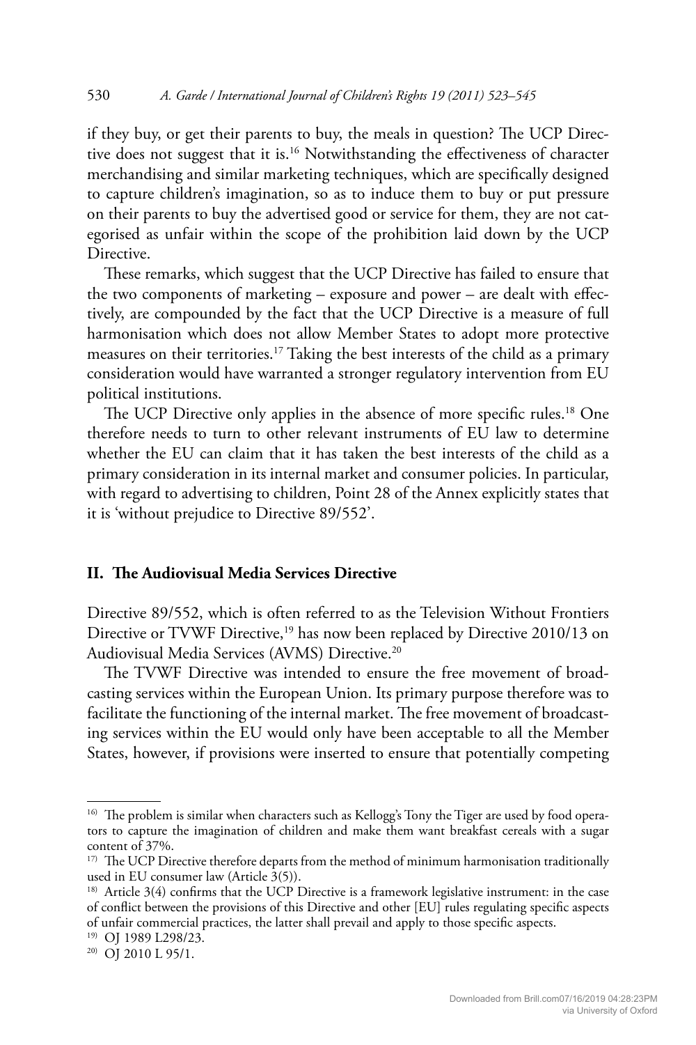if they buy, or get their parents to buy, the meals in question? The UCP Directive does not suggest that it is.[16] Notwithstanding the effectiveness of character merchandising and similar marketing techniques, which are specifically designed to capture children's imagination, so as to induce them to buy or put pressure on their parents to buy the advertised good or service for them, they are not categorised as unfair within the scope of the prohibition laid down by the UCP Directive.

These remarks, which suggest that the UCP Directive has failed to ensure that the two components of marketing – exposure and power – are dealt with effectively, are compounded by the fact that the UCP Directive is a measure of full harmonisation which does not allow Member States to adopt more protective measures on their territories.[17] Taking the best interests of the child as a primary consideration would have warranted a stronger regulatory intervention from EU political institutions.

The UCP Directive only applies in the absence of more specific rules.[18] One therefore needs to turn to other relevant instruments of EU law to determine whether the EU can claim that it has taken the best interests of the child as a primary consideration in its internal market and consumer policies. In particular, with regard to advertising to children, Point 28 of the Annex explicitly states that it is 'without prejudice to Directive 89/552'.

## II. The Audiovisual Media Services Directive

Directive 89/552, which is often referred to as the Television Without Frontiers Directive or TVWF Directive,[19] has now been replaced by Directive 2010/13 on Audiovisual Media Services (AVMS) Directive.[20]

The TVWF Directive was intended to ensure the free movement of broadcasting services within the European Union. Its primary purpose therefore was to facilitate the functioning of the internal market. The free movement of broadcasting services within the EU would only have been acceptable to all the Member States, however, if provisions were inserted to ensure that potentially competing

---

[16] The problem is similar when characters such as Kellogg's Tony the Tiger are used by food operators to capture the imagination of children and make them want breakfast cereals with a sugar content of 37%.

[17] The UCP Directive therefore departs from the method of minimum harmonisation traditionally used in EU consumer law (Article 3(5)).

[18] Article 3(4) confirms that the UCP Directive is a framework legislative instrument: in the case of conflict between the provisions of this Directive and other [EU] rules regulating specific aspects of unfair commercial practices, the latter shall prevail and apply to those specific aspects.

[19] OJ 1989 L298/23.

[20] OJ 2010 L 95/1.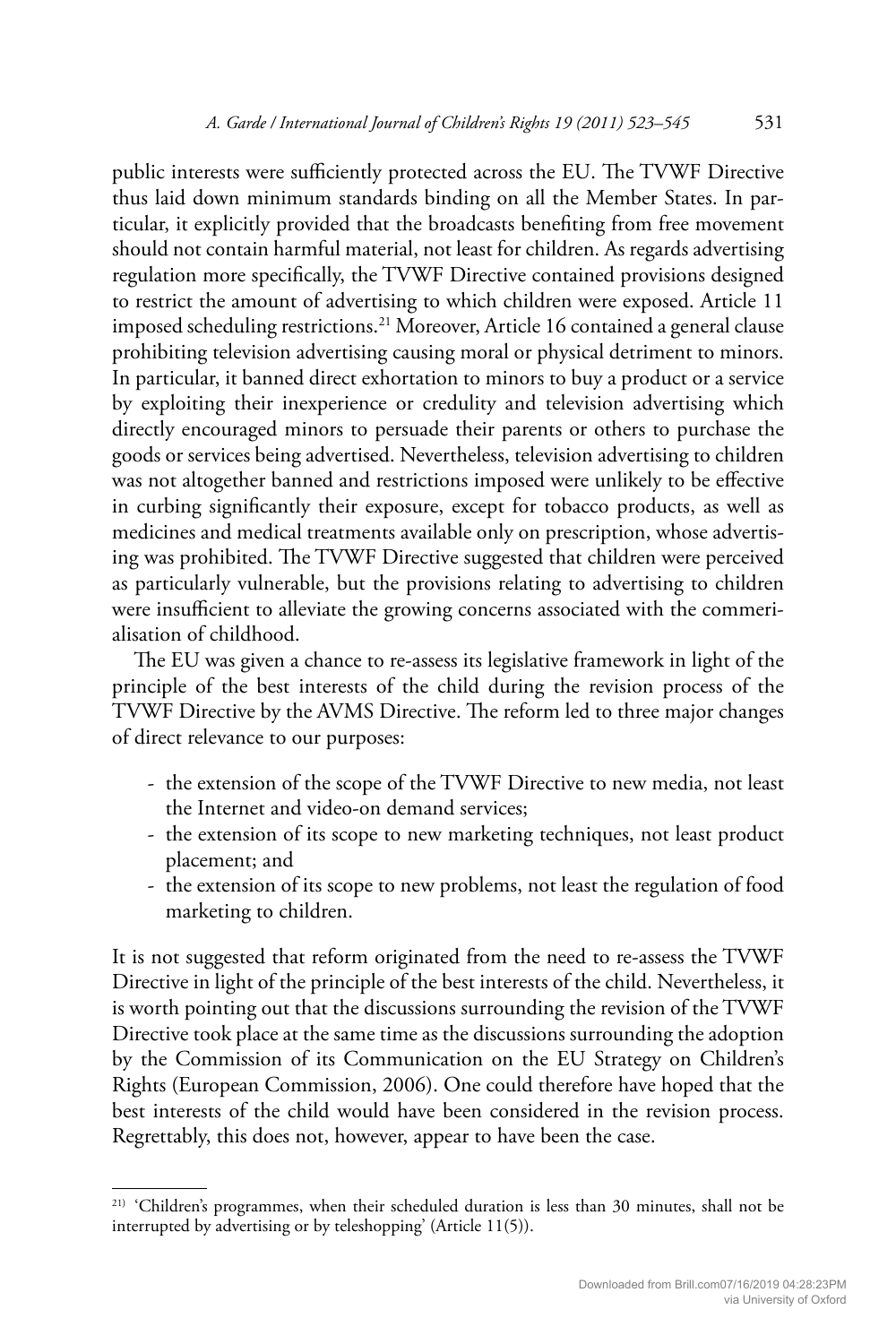public interests were sufficiently protected across the EU. The TVWF Directive thus laid down minimum standards binding on all the Member States. In particular, it explicitly provided that the broadcasts benefiting from free movement should not contain harmful material, not least for children. As regards advertising regulation more specifically, the TVWF Directive contained provisions designed to restrict the amount of advertising to which children were exposed. Article 11 imposed scheduling restrictions.[21] Moreover, Article 16 contained a general clause prohibiting television advertising causing moral or physical detriment to minors. In particular, it banned direct exhortation to minors to buy a product or a service by exploiting their inexperience or credulity and television advertising which directly encouraged minors to persuade their parents or others to purchase the goods or services being advertised. Nevertheless, television advertising to children was not altogether banned and restrictions imposed were unlikely to be effective in curbing significantly their exposure, except for tobacco products, as well as medicines and medical treatments available only on prescription, whose advertising was prohibited. The TVWF Directive suggested that children were perceived as particularly vulnerable, but the provisions relating to advertising to children were insufficient to alleviate the growing concerns associated with the commerialisation of childhood.

The EU was given a chance to re-assess its legislative framework in light of the principle of the best interests of the child during the revision process of the TVWF Directive by the AVMS Directive. The reform led to three major changes of direct relevance to our purposes:

- the extension of the scope of the TVWF Directive to new media, not least the Internet and video-on demand services;
- the extension of its scope to new marketing techniques, not least product placement; and
- the extension of its scope to new problems, not least the regulation of food marketing to children.

It is not suggested that reform originated from the need to re-assess the TVWF Directive in light of the principle of the best interests of the child. Nevertheless, it is worth pointing out that the discussions surrounding the revision of the TVWF Directive took place at the same time as the discussions surrounding the adoption by the Commission of its Communication on the EU Strategy on Children's Rights (European Commission, 2006). One could therefore have hoped that the best interests of the child would have been considered in the revision process. Regrettably, this does not, however, appear to have been the case.

---

[21] 'Children's programmes, when their scheduled duration is less than 30 minutes, shall not be interrupted by advertising or by teleshopping' (Article 11(5)).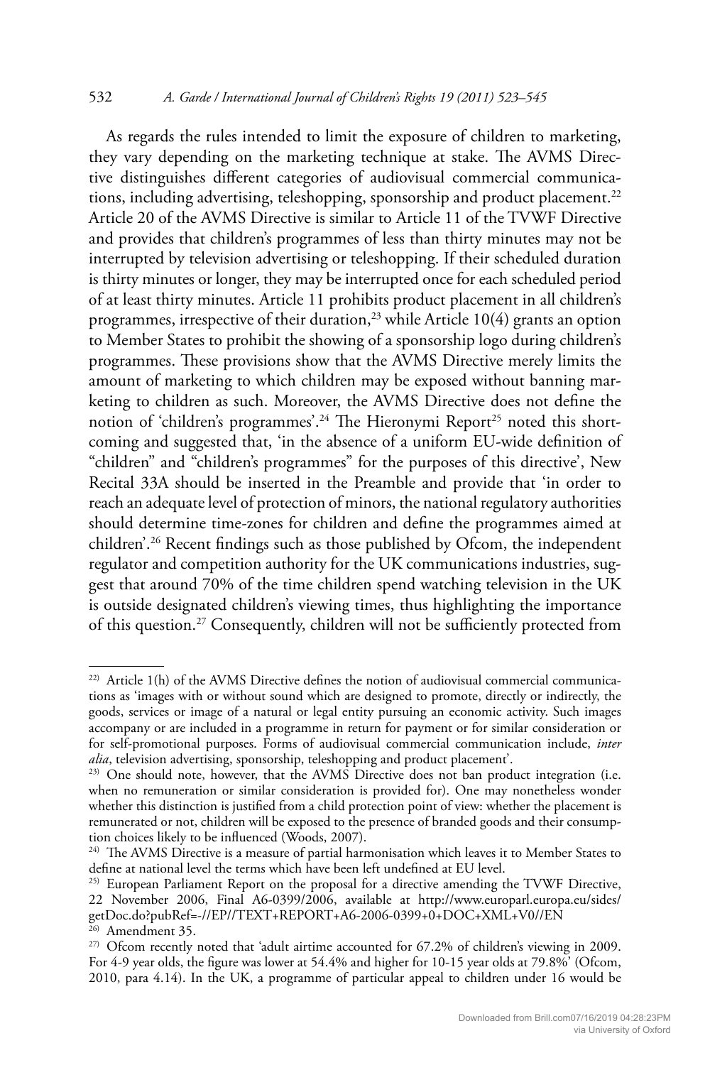As regards the rules intended to limit the exposure of children to marketing, they vary depending on the marketing technique at stake. The AVMS Directive distinguishes different categories of audiovisual commercial communications, including advertising, teleshopping, sponsorship and product placement.[22] Article 20 of the AVMS Directive is similar to Article 11 of the TVWF Directive and provides that children's programmes of less than thirty minutes may not be interrupted by television advertising or teleshopping. If their scheduled duration is thirty minutes or longer, they may be interrupted once for each scheduled period of at least thirty minutes. Article 11 prohibits product placement in all children's programmes, irrespective of their duration,[23] while Article 10(4) grants an option to Member States to prohibit the showing of a sponsorship logo during children's programmes. These provisions show that the AVMS Directive merely limits the amount of marketing to which children may be exposed without banning marketing to children as such. Moreover, the AVMS Directive does not define the notion of 'children's programmes'.[24] The Hieronymi Report[25] noted this shortcoming and suggested that, 'in the absence of a uniform EU-wide definition of "children" and "children's programmes" for the purposes of this directive', New Recital 33A should be inserted in the Preamble and provide that 'in order to reach an adequate level of protection of minors, the national regulatory authorities should determine time-zones for children and define the programmes aimed at children'.[26] Recent findings such as those published by Ofcom, the independent regulator and competition authority for the UK communications industries, suggest that around 70% of the time children spend watching television in the UK is outside designated children's viewing times, thus highlighting the importance of this question.[27] Consequently, children will not be sufficiently protected from

---

[22] Article 1(h) of the AVMS Directive defines the notion of audiovisual commercial communications as 'images with or without sound which are designed to promote, directly or indirectly, the goods, services or image of a natural or legal entity pursuing an economic activity. Such images accompany or are included in a programme in return for payment or for similar consideration or for self-promotional purposes. Forms of audiovisual commercial communication include, *inter alia*, television advertising, sponsorship, teleshopping and product placement'.

[23] One should note, however, that the AVMS Directive does not ban product integration (i.e. when no remuneration or similar consideration is provided for). One may nonetheless wonder whether this distinction is justified from a child protection point of view: whether the placement is remunerated or not, children will be exposed to the presence of branded goods and their consumption choices likely to be influenced (Woods, 2007).

[24] The AVMS Directive is a measure of partial harmonisation which leaves it to Member States to define at national level the terms which have been left undefined at EU level.

[25] European Parliament Report on the proposal for a directive amending the TVWF Directive, 22 November 2006, Final A6-0399/2006, available at http://www.europarl.europa.eu/sides/getDoc.do?pubRef=-//EP//TEXT+REPORT+A6-2006-0399+0+DOC+XML+V0//EN

[26] Amendment 35.

[27] Ofcom recently noted that 'adult airtime accounted for 67.2% of children's viewing in 2009. For 4-9 year olds, the figure was lower at 54.4% and higher for 10-15 year olds at 79.8%' (Ofcom, 2010, para 4.14). In the UK, a programme of particular appeal to children under 16 would be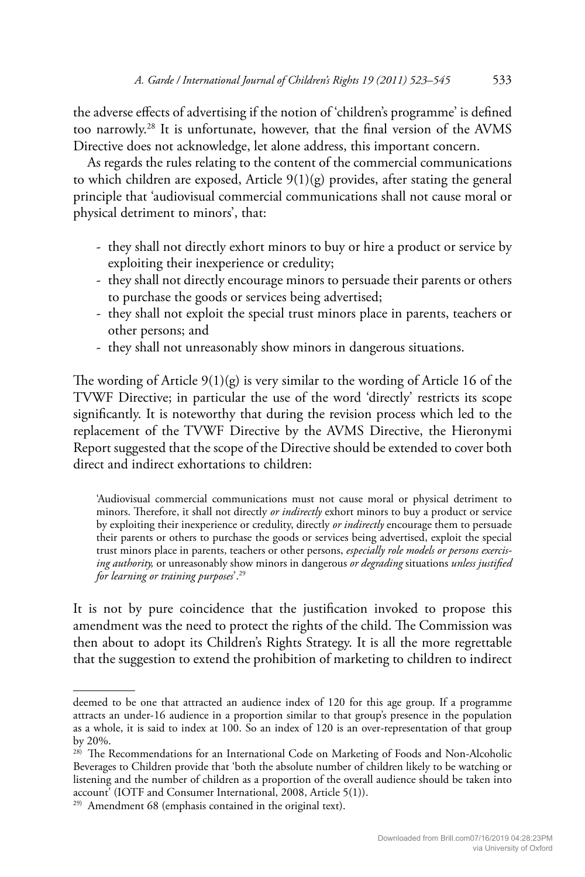the adverse effects of advertising if the notion of 'children's programme' is defined too narrowly.[28] It is unfortunate, however, that the final version of the AVMS Directive does not acknowledge, let alone address, this important concern.

As regards the rules relating to the content of the commercial communications to which children are exposed, Article 9(1)(g) provides, after stating the general principle that 'audiovisual commercial communications shall not cause moral or physical detriment to minors', that:

- they shall not directly exhort minors to buy or hire a product or service by exploiting their inexperience or credulity;
- they shall not directly encourage minors to persuade their parents or others to purchase the goods or services being advertised;
- they shall not exploit the special trust minors place in parents, teachers or other persons; and
- they shall not unreasonably show minors in dangerous situations.

The wording of Article 9(1)(g) is very similar to the wording of Article 16 of the TVWF Directive; in particular the use of the word 'directly' restricts its scope significantly. It is noteworthy that during the revision process which led to the replacement of the TVWF Directive by the AVMS Directive, the Hieronymi Report suggested that the scope of the Directive should be extended to cover both direct and indirect exhortations to children:

> 'Audiovisual commercial communications must not cause moral or physical detriment to minors. Therefore, it shall not directly *or indirectly* exhort minors to buy a product or service by exploiting their inexperience or credulity, directly *or indirectly* encourage them to persuade their parents or others to purchase the goods or services being advertised, exploit the special trust minors place in parents, teachers or other persons, *especially role models or persons exercising authority,* or unreasonably show minors in dangerous *or degrading* situations *unless justified for learning or training purposes*'.[29]

It is not by pure coincidence that the justification invoked to propose this amendment was the need to protect the rights of the child. The Commission was then about to adopt its Children's Rights Strategy. It is all the more regrettable that the suggestion to extend the prohibition of marketing to children to indirect

---

deemed to be one that attracted an audience index of 120 for this age group. If a programme attracts an under-16 audience in a proportion similar to that group's presence in the population as a whole, it is said to index at 100. So an index of 120 is an over-representation of that group by 20%.

[28] The Recommendations for an International Code on Marketing of Foods and Non-Alcoholic Beverages to Children provide that 'both the absolute number of children likely to be watching or listening and the number of children as a proportion of the overall audience should be taken into account' (IOTF and Consumer International, 2008, Article 5(1)).

[29] Amendment 68 (emphasis contained in the original text).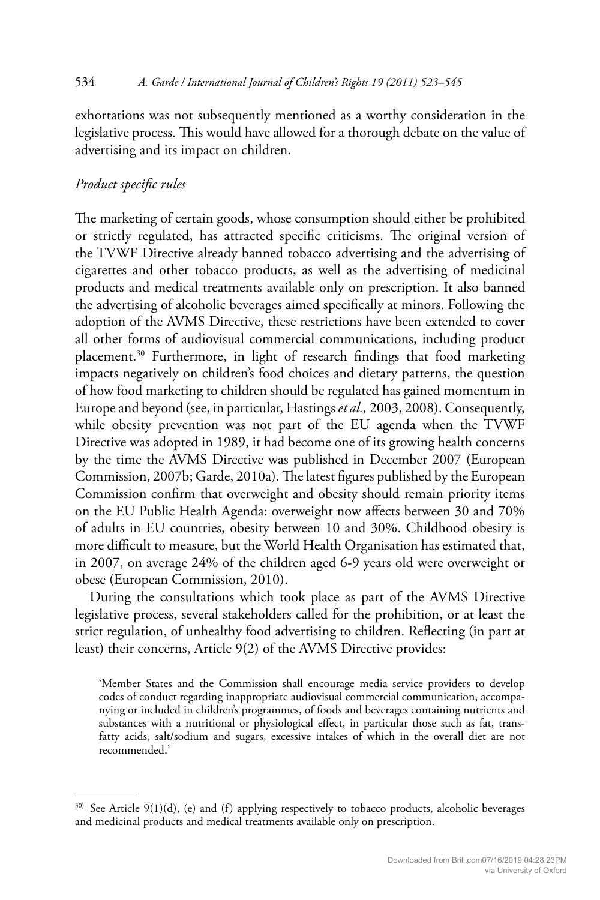exhortations was not subsequently mentioned as a worthy consideration in the legislative process. This would have allowed for a thorough debate on the value of advertising and its impact on children.

*Product specific rules*

The marketing of certain goods, whose consumption should either be prohibited or strictly regulated, has attracted specific criticisms. The original version of the TVWF Directive already banned tobacco advertising and the advertising of cigarettes and other tobacco products, as well as the advertising of medicinal products and medical treatments available only on prescription. It also banned the advertising of alcoholic beverages aimed specifically at minors. Following the adoption of the AVMS Directive, these restrictions have been extended to cover all other forms of audiovisual commercial communications, including product placement.[30] Furthermore, in light of research findings that food marketing impacts negatively on children's food choices and dietary patterns, the question of how food marketing to children should be regulated has gained momentum in Europe and beyond (see, in particular, Hastings *et al.,* 2003, 2008). Consequently, while obesity prevention was not part of the EU agenda when the TVWF Directive was adopted in 1989, it had become one of its growing health concerns by the time the AVMS Directive was published in December 2007 (European Commission, 2007b; Garde, 2010a). The latest figures published by the European Commission confirm that overweight and obesity should remain priority items on the EU Public Health Agenda: overweight now affects between 30 and 70% of adults in EU countries, obesity between 10 and 30%. Childhood obesity is more difficult to measure, but the World Health Organisation has estimated that, in 2007, on average 24% of the children aged 6-9 years old were overweight or obese (European Commission, 2010).

During the consultations which took place as part of the AVMS Directive legislative process, several stakeholders called for the prohibition, or at least the strict regulation, of unhealthy food advertising to children. Reflecting (in part at least) their concerns, Article 9(2) of the AVMS Directive provides:

> 'Member States and the Commission shall encourage media service providers to develop codes of conduct regarding inappropriate audiovisual commercial communication, accompanying or included in children's programmes, of foods and beverages containing nutrients and substances with a nutritional or physiological effect, in particular those such as fat, trans-fatty acids, salt/sodium and sugars, excessive intakes of which in the overall diet are not recommended.'

---

[30] See Article 9(1)(d), (e) and (f) applying respectively to tobacco products, alcoholic beverages and medicinal products and medical treatments available only on prescription.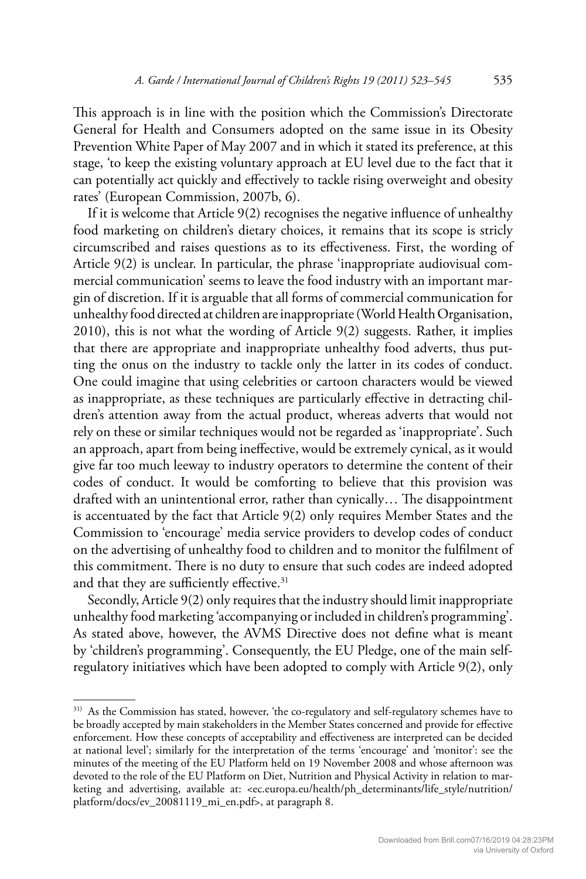This approach is in line with the position which the Commission's Directorate General for Health and Consumers adopted on the same issue in its Obesity Prevention White Paper of May 2007 and in which it stated its preference, at this stage, 'to keep the existing voluntary approach at EU level due to the fact that it can potentially act quickly and effectively to tackle rising overweight and obesity rates' (European Commission, 2007b, 6).

If it is welcome that Article 9(2) recognises the negative influence of unhealthy food marketing on children's dietary choices, it remains that its scope is stricly circumscribed and raises questions as to its effectiveness. First, the wording of Article 9(2) is unclear. In particular, the phrase 'inappropriate audiovisual commercial communication' seems to leave the food industry with an important margin of discretion. If it is arguable that all forms of commercial communication for unhealthy food directed at children are inappropriate (World Health Organisation, 2010), this is not what the wording of Article 9(2) suggests. Rather, it implies that there are appropriate and inappropriate unhealthy food adverts, thus putting the onus on the industry to tackle only the latter in its codes of conduct. One could imagine that using celebrities or cartoon characters would be viewed as inappropriate, as these techniques are particularly effective in detracting children's attention away from the actual product, whereas adverts that would not rely on these or similar techniques would not be regarded as 'inappropriate'. Such an approach, apart from being ineffective, would be extremely cynical, as it would give far too much leeway to industry operators to determine the content of their codes of conduct. It would be comforting to believe that this provision was drafted with an unintentional error, rather than cynically… The disappointment is accentuated by the fact that Article 9(2) only requires Member States and the Commission to 'encourage' media service providers to develop codes of conduct on the advertising of unhealthy food to children and to monitor the fulfilment of this commitment. There is no duty to ensure that such codes are indeed adopted and that they are sufficiently effective.[31]

Secondly, Article 9(2) only requires that the industry should limit inappropriate unhealthy food marketing 'accompanying or included in children's programming'. As stated above, however, the AVMS Directive does not define what is meant by 'children's programming'. Consequently, the EU Pledge, one of the main self-regulatory initiatives which have been adopted to comply with Article 9(2), only

---

[31] As the Commission has stated, however, 'the co-regulatory and self-regulatory schemes have to be broadly accepted by main stakeholders in the Member States concerned and provide for effective enforcement. How these concepts of acceptability and effectiveness are interpreted can be decided at national level'; similarly for the interpretation of the terms 'encourage' and 'monitor': see the minutes of the meeting of the EU Platform held on 19 November 2008 and whose afternoon was devoted to the role of the EU Platform on Diet, Nutrition and Physical Activity in relation to marketing and advertising, available at: <ec.europa.eu/health/ph_determinants/life_style/nutrition/platform/docs/ev_20081119_mi_en.pdf>, at paragraph 8.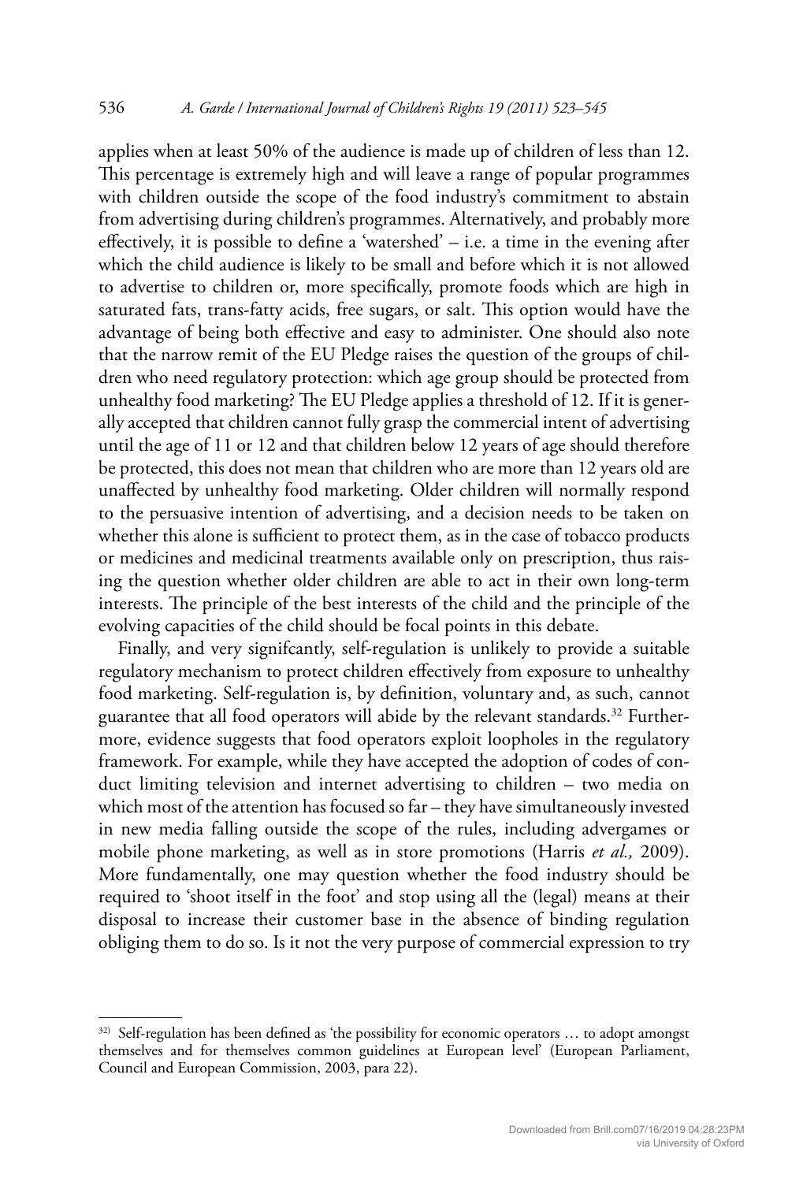applies when at least 50% of the audience is made up of children of less than 12. This percentage is extremely high and will leave a range of popular programmes with children outside the scope of the food industry's commitment to abstain from advertising during children's programmes. Alternatively, and probably more effectively, it is possible to define a 'watershed' – i.e. a time in the evening after which the child audience is likely to be small and before which it is not allowed to advertise to children or, more specifically, promote foods which are high in saturated fats, trans-fatty acids, free sugars, or salt. This option would have the advantage of being both effective and easy to administer. One should also note that the narrow remit of the EU Pledge raises the question of the groups of children who need regulatory protection: which age group should be protected from unhealthy food marketing? The EU Pledge applies a threshold of 12. If it is generally accepted that children cannot fully grasp the commercial intent of advertising until the age of 11 or 12 and that children below 12 years of age should therefore be protected, this does not mean that children who are more than 12 years old are unaffected by unhealthy food marketing. Older children will normally respond to the persuasive intention of advertising, and a decision needs to be taken on whether this alone is sufficient to protect them, as in the case of tobacco products or medicines and medicinal treatments available only on prescription, thus raising the question whether older children are able to act in their own long-term interests. The principle of the best interests of the child and the principle of the evolving capacities of the child should be focal points in this debate.

Finally, and very signifcantly, self-regulation is unlikely to provide a suitable regulatory mechanism to protect children effectively from exposure to unhealthy food marketing. Self-regulation is, by definition, voluntary and, as such, cannot guarantee that all food operators will abide by the relevant standards.[32] Furthermore, evidence suggests that food operators exploit loopholes in the regulatory framework. For example, while they have accepted the adoption of codes of conduct limiting television and internet advertising to children – two media on which most of the attention has focused so far – they have simultaneously invested in new media falling outside the scope of the rules, including advergames or mobile phone marketing, as well as in store promotions (Harris *et al.,* 2009). More fundamentally, one may question whether the food industry should be required to 'shoot itself in the foot' and stop using all the (legal) means at their disposal to increase their customer base in the absence of binding regulation obliging them to do so. Is it not the very purpose of commercial expression to try

[32] Self-regulation has been defined as 'the possibility for economic operators … to adopt amongst themselves and for themselves common guidelines at European level' (European Parliament, Council and European Commission, 2003, para 22).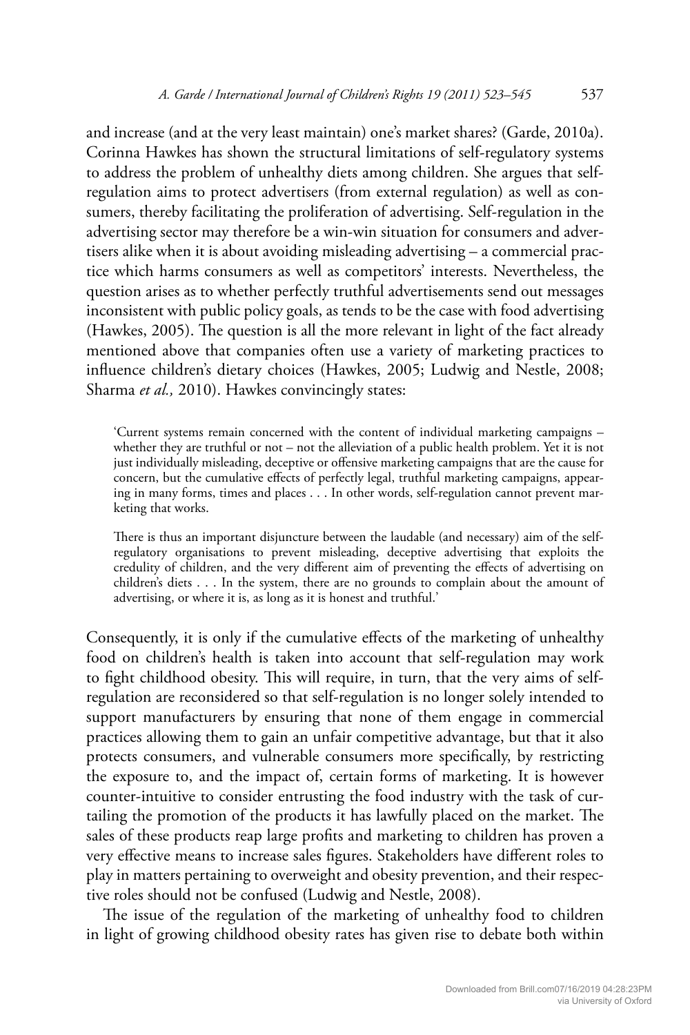and increase (and at the very least maintain) one's market shares? (Garde, 2010a). Corinna Hawkes has shown the structural limitations of self-regulatory systems to address the problem of unhealthy diets among children. She argues that self-regulation aims to protect advertisers (from external regulation) as well as consumers, thereby facilitating the proliferation of advertising. Self-regulation in the advertising sector may therefore be a win-win situation for consumers and advertisers alike when it is about avoiding misleading advertising – a commercial practice which harms consumers as well as competitors' interests. Nevertheless, the question arises as to whether perfectly truthful advertisements send out messages inconsistent with public policy goals, as tends to be the case with food advertising (Hawkes, 2005). The question is all the more relevant in light of the fact already mentioned above that companies often use a variety of marketing practices to influence children's dietary choices (Hawkes, 2005; Ludwig and Nestle, 2008; Sharma *et al.,* 2010). Hawkes convincingly states:

> 'Current systems remain concerned with the content of individual marketing campaigns – whether they are truthful or not – not the alleviation of a public health problem. Yet it is not just individually misleading, deceptive or offensive marketing campaigns that are the cause for concern, but the cumulative effects of perfectly legal, truthful marketing campaigns, appearing in many forms, times and places . . . In other words, self-regulation cannot prevent marketing that works.
>
> There is thus an important disjuncture between the laudable (and necessary) aim of the self-regulatory organisations to prevent misleading, deceptive advertising that exploits the credulity of children, and the very different aim of preventing the effects of advertising on children's diets . . . In the system, there are no grounds to complain about the amount of advertising, or where it is, as long as it is honest and truthful.'

Consequently, it is only if the cumulative effects of the marketing of unhealthy food on children's health is taken into account that self-regulation may work to fight childhood obesity. This will require, in turn, that the very aims of self-regulation are reconsidered so that self-regulation is no longer solely intended to support manufacturers by ensuring that none of them engage in commercial practices allowing them to gain an unfair competitive advantage, but that it also protects consumers, and vulnerable consumers more specifically, by restricting the exposure to, and the impact of, certain forms of marketing. It is however counter-intuitive to consider entrusting the food industry with the task of curtailing the promotion of the products it has lawfully placed on the market. The sales of these products reap large profits and marketing to children has proven a very effective means to increase sales figures. Stakeholders have different roles to play in matters pertaining to overweight and obesity prevention, and their respective roles should not be confused (Ludwig and Nestle, 2008).

The issue of the regulation of the marketing of unhealthy food to children in light of growing childhood obesity rates has given rise to debate both within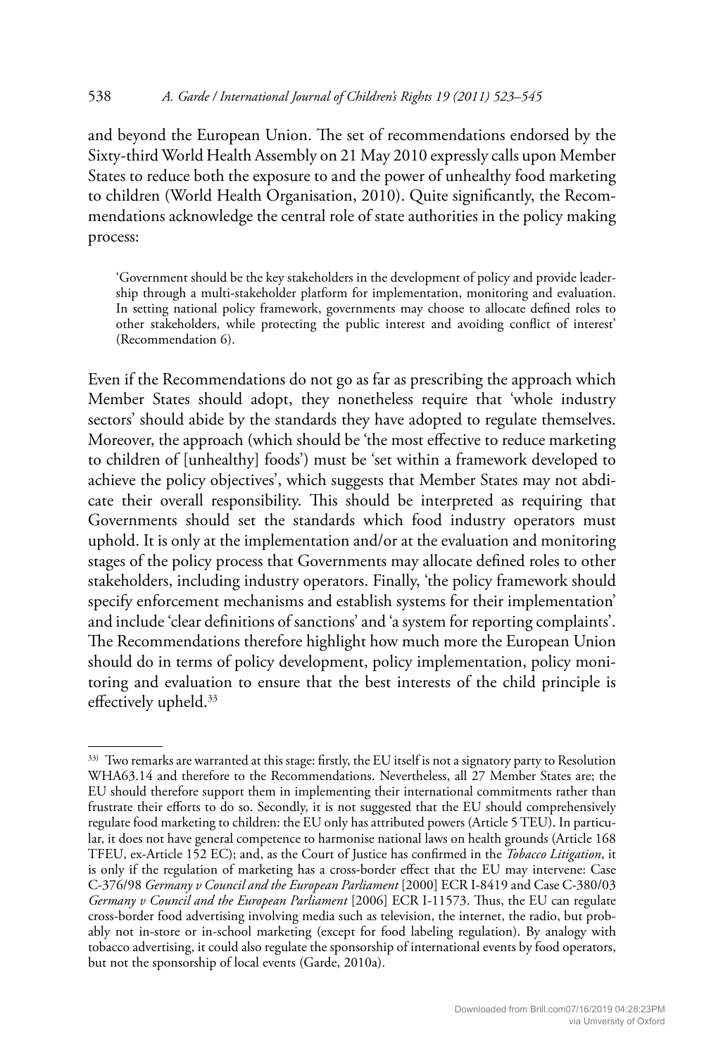and beyond the European Union. The set of recommendations endorsed by the Sixty-third World Health Assembly on 21 May 2010 expressly calls upon Member States to reduce both the exposure to and the power of unhealthy food marketing to children (World Health Organisation, 2010). Quite significantly, the Recommendations acknowledge the central role of state authorities in the policy making process:

> 'Government should be the key stakeholders in the development of policy and provide leadership through a multi-stakeholder platform for implementation, monitoring and evaluation. In setting national policy framework, governments may choose to allocate defined roles to other stakeholders, while protecting the public interest and avoiding conflict of interest' (Recommendation 6).

Even if the Recommendations do not go as far as prescribing the approach which Member States should adopt, they nonetheless require that 'whole industry sectors' should abide by the standards they have adopted to regulate themselves. Moreover, the approach (which should be 'the most effective to reduce marketing to children of [unhealthy] foods') must be 'set within a framework developed to achieve the policy objectives', which suggests that Member States may not abdicate their overall responsibility. This should be interpreted as requiring that Governments should set the standards which food industry operators must uphold. It is only at the implementation and/or at the evaluation and monitoring stages of the policy process that Governments may allocate defined roles to other stakeholders, including industry operators. Finally, 'the policy framework should specify enforcement mechanisms and establish systems for their implementation' and include 'clear definitions of sanctions' and 'a system for reporting complaints'. The Recommendations therefore highlight how much more the European Union should do in terms of policy development, policy implementation, policy monitoring and evaluation to ensure that the best interests of the child principle is effectively upheld.[33]

---

[33] Two remarks are warranted at this stage: firstly, the EU itself is not a signatory party to Resolution WHA63.14 and therefore to the Recommendations. Nevertheless, all 27 Member States are; the EU should therefore support them in implementing their international commitments rather than frustrate their efforts to do so. Secondly, it is not suggested that the EU should comprehensively regulate food marketing to children: the EU only has attributed powers (Article 5 TEU). In particular, it does not have general competence to harmonise national laws on health grounds (Article 168 TFEU, ex-Article 152 EC); and, as the Court of Justice has confirmed in the *Tobacco Litigation*, it is only if the regulation of marketing has a cross-border effect that the EU may intervene: Case C-376/98 *Germany v Council and the European Parliament* [2000] ECR I-8419 and Case C-380/03 *Germany v Council and the European Parliament* [2006] ECR I-11573. Thus, the EU can regulate cross-border food advertising involving media such as television, the internet, the radio, but probably not in-store or in-school marketing (except for food labeling regulation). By analogy with tobacco advertising, it could also regulate the sponsorship of international events by food operators, but not the sponsorship of local events (Garde, 2010a).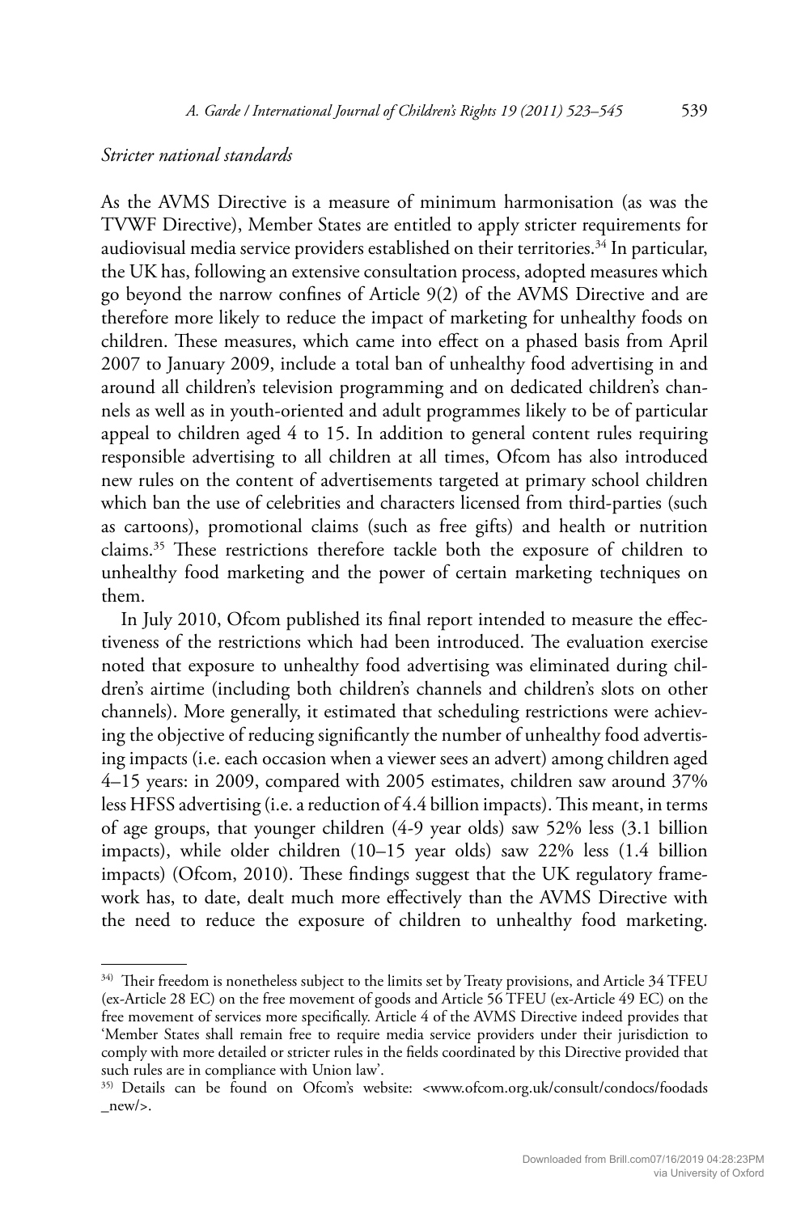*Stricter national standards*

As the AVMS Directive is a measure of minimum harmonisation (as was the TVWF Directive), Member States are entitled to apply stricter requirements for audiovisual media service providers established on their territories.[34] In particular, the UK has, following an extensive consultation process, adopted measures which go beyond the narrow confines of Article 9(2) of the AVMS Directive and are therefore more likely to reduce the impact of marketing for unhealthy foods on children. These measures, which came into effect on a phased basis from April 2007 to January 2009, include a total ban of unhealthy food advertising in and around all children's television programming and on dedicated children's channels as well as in youth-oriented and adult programmes likely to be of particular appeal to children aged 4 to 15. In addition to general content rules requiring responsible advertising to all children at all times, Ofcom has also introduced new rules on the content of advertisements targeted at primary school children which ban the use of celebrities and characters licensed from third-parties (such as cartoons), promotional claims (such as free gifts) and health or nutrition claims.[35] These restrictions therefore tackle both the exposure of children to unhealthy food marketing and the power of certain marketing techniques on them.

In July 2010, Ofcom published its final report intended to measure the effectiveness of the restrictions which had been introduced. The evaluation exercise noted that exposure to unhealthy food advertising was eliminated during children's airtime (including both children's channels and children's slots on other channels). More generally, it estimated that scheduling restrictions were achieving the objective of reducing significantly the number of unhealthy food advertising impacts (i.e. each occasion when a viewer sees an advert) among children aged 4–15 years: in 2009, compared with 2005 estimates, children saw around 37% less HFSS advertising (i.e. a reduction of 4.4 billion impacts). This meant, in terms of age groups, that younger children (4-9 year olds) saw 52% less (3.1 billion impacts), while older children (10–15 year olds) saw 22% less (1.4 billion impacts) (Ofcom, 2010). These findings suggest that the UK regulatory framework has, to date, dealt much more effectively than the AVMS Directive with the need to reduce the exposure of children to unhealthy food marketing.

---

[34] Their freedom is nonetheless subject to the limits set by Treaty provisions, and Article 34 TFEU (ex-Article 28 EC) on the free movement of goods and Article 56 TFEU (ex-Article 49 EC) on the free movement of services more specifically. Article 4 of the AVMS Directive indeed provides that 'Member States shall remain free to require media service providers under their jurisdiction to comply with more detailed or stricter rules in the fields coordinated by this Directive provided that such rules are in compliance with Union law'.

[35] Details can be found on Ofcom's website: <www.ofcom.org.uk/consult/condocs/foodads_new/>.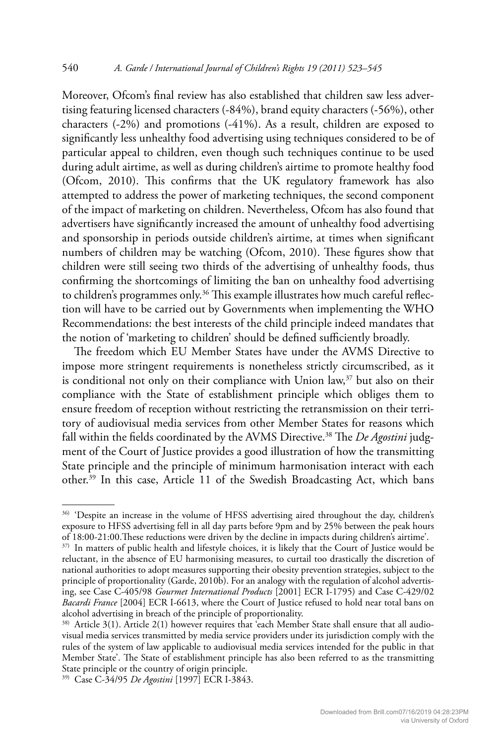Moreover, Ofcom's final review has also established that children saw less advertising featuring licensed characters (-84%), brand equity characters (-56%), other characters (-2%) and promotions (-41%). As a result, children are exposed to significantly less unhealthy food advertising using techniques considered to be of particular appeal to children, even though such techniques continue to be used during adult airtime, as well as during children's airtime to promote healthy food (Ofcom, 2010). This confirms that the UK regulatory framework has also attempted to address the power of marketing techniques, the second component of the impact of marketing on children. Nevertheless, Ofcom has also found that advertisers have significantly increased the amount of unhealthy food advertising and sponsorship in periods outside children's airtime, at times when significant numbers of children may be watching (Ofcom, 2010). These figures show that children were still seeing two thirds of the advertising of unhealthy foods, thus confirming the shortcomings of limiting the ban on unhealthy food advertising to children's programmes only.[36] This example illustrates how much careful reflection will have to be carried out by Governments when implementing the WHO Recommendations: the best interests of the child principle indeed mandates that the notion of 'marketing to children' should be defined sufficiently broadly.

The freedom which EU Member States have under the AVMS Directive to impose more stringent requirements is nonetheless strictly circumscribed, as it is conditional not only on their compliance with Union law,[37] but also on their compliance with the State of establishment principle which obliges them to ensure freedom of reception without restricting the retransmission on their territory of audiovisual media services from other Member States for reasons which fall within the fields coordinated by the AVMS Directive.[38] The *De Agostini* judgment of the Court of Justice provides a good illustration of how the transmitting State principle and the principle of minimum harmonisation interact with each other.[39] In this case, Article 11 of the Swedish Broadcasting Act, which bans

---

[36] 'Despite an increase in the volume of HFSS advertising aired throughout the day, children's exposure to HFSS advertising fell in all day parts before 9pm and by 25% between the peak hours of 18:00-21:00.These reductions were driven by the decline in impacts during children's airtime'.

[37] In matters of public health and lifestyle choices, it is likely that the Court of Justice would be reluctant, in the absence of EU harmonising measures, to curtail too drastically the discretion of national authorities to adopt measures supporting their obesity prevention strategies, subject to the principle of proportionality (Garde, 2010b). For an analogy with the regulation of alcohol advertising, see Case C-405/98 *Gourmet International Products* [2001] ECR I-1795) and Case C-429/02 *Bacardi France* [2004] ECR I-6613, where the Court of Justice refused to hold near total bans on alcohol advertising in breach of the principle of proportionality.

[38] Article 3(1). Article 2(1) however requires that 'each Member State shall ensure that all audiovisual media services transmitted by media service providers under its jurisdiction comply with the rules of the system of law applicable to audiovisual media services intended for the public in that Member State'. The State of establishment principle has also been referred to as the transmitting State principle or the country of origin principle.

[39] Case C-34/95 *De Agostini* [1997] ECR I-3843.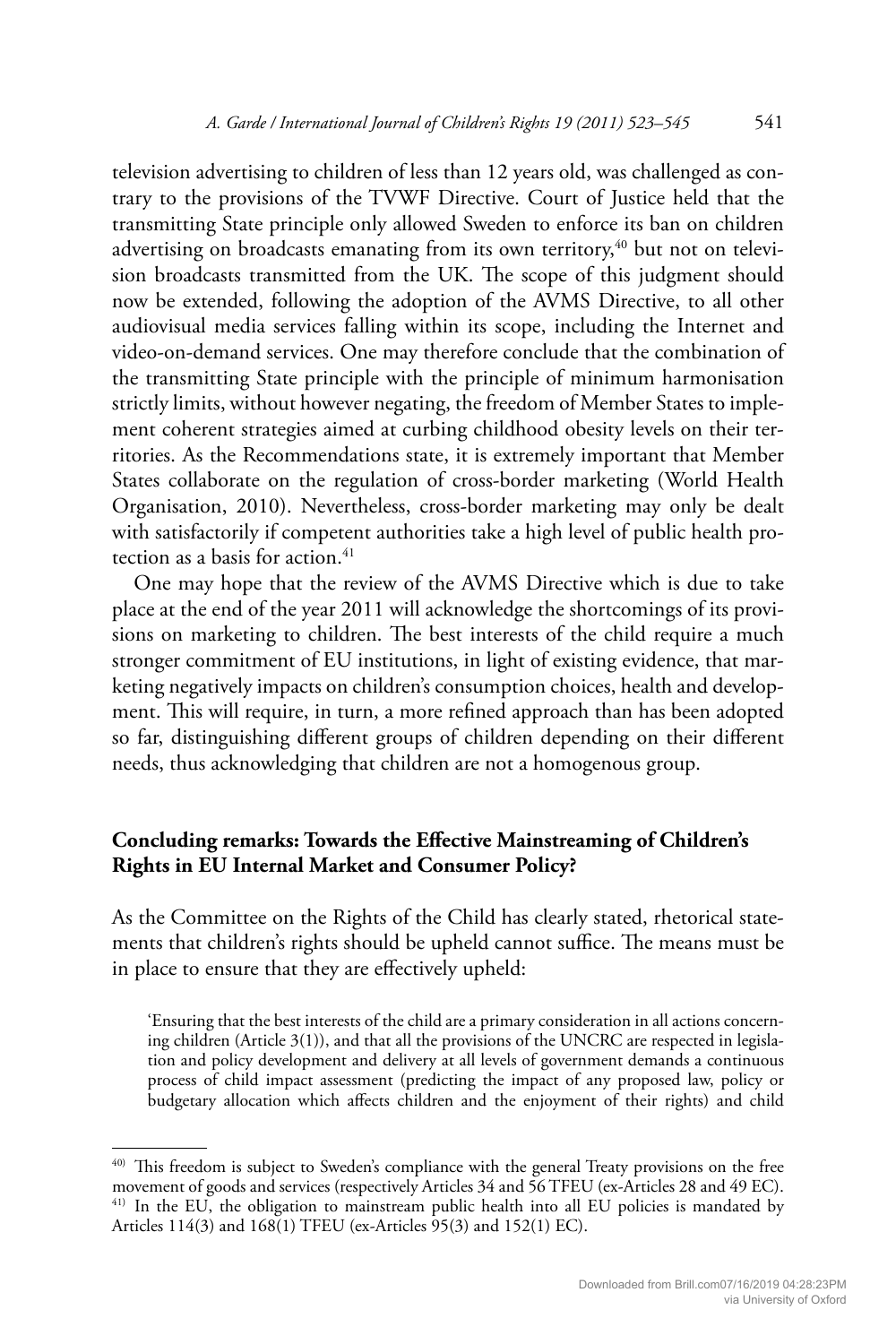television advertising to children of less than 12 years old, was challenged as contrary to the provisions of the TVWF Directive. Court of Justice held that the transmitting State principle only allowed Sweden to enforce its ban on children advertising on broadcasts emanating from its own territory,[40] but not on television broadcasts transmitted from the UK. The scope of this judgment should now be extended, following the adoption of the AVMS Directive, to all other audiovisual media services falling within its scope, including the Internet and video-on-demand services. One may therefore conclude that the combination of the transmitting State principle with the principle of minimum harmonisation strictly limits, without however negating, the freedom of Member States to implement coherent strategies aimed at curbing childhood obesity levels on their territories. As the Recommendations state, it is extremely important that Member States collaborate on the regulation of cross-border marketing (World Health Organisation, 2010). Nevertheless, cross-border marketing may only be dealt with satisfactorily if competent authorities take a high level of public health protection as a basis for action.[41]

One may hope that the review of the AVMS Directive which is due to take place at the end of the year 2011 will acknowledge the shortcomings of its provisions on marketing to children. The best interests of the child require a much stronger commitment of EU institutions, in light of existing evidence, that marketing negatively impacts on children's consumption choices, health and development. This will require, in turn, a more refined approach than has been adopted so far, distinguishing different groups of children depending on their different needs, thus acknowledging that children are not a homogenous group.

## Concluding remarks: Towards the Effective Mainstreaming of Children's Rights in EU Internal Market and Consumer Policy?

As the Committee on the Rights of the Child has clearly stated, rhetorical statements that children's rights should be upheld cannot suffice. The means must be in place to ensure that they are effectively upheld:

> 'Ensuring that the best interests of the child are a primary consideration in all actions concerning children (Article 3(1)), and that all the provisions of the UNCRC are respected in legislation and policy development and delivery at all levels of government demands a continuous process of child impact assessment (predicting the impact of any proposed law, policy or budgetary allocation which affects children and the enjoyment of their rights) and child

---

[40] This freedom is subject to Sweden's compliance with the general Treaty provisions on the free movement of goods and services (respectively Articles 34 and 56 TFEU (ex-Articles 28 and 49 EC).

[41] In the EU, the obligation to mainstream public health into all EU policies is mandated by Articles 114(3) and 168(1) TFEU (ex-Articles 95(3) and 152(1) EC).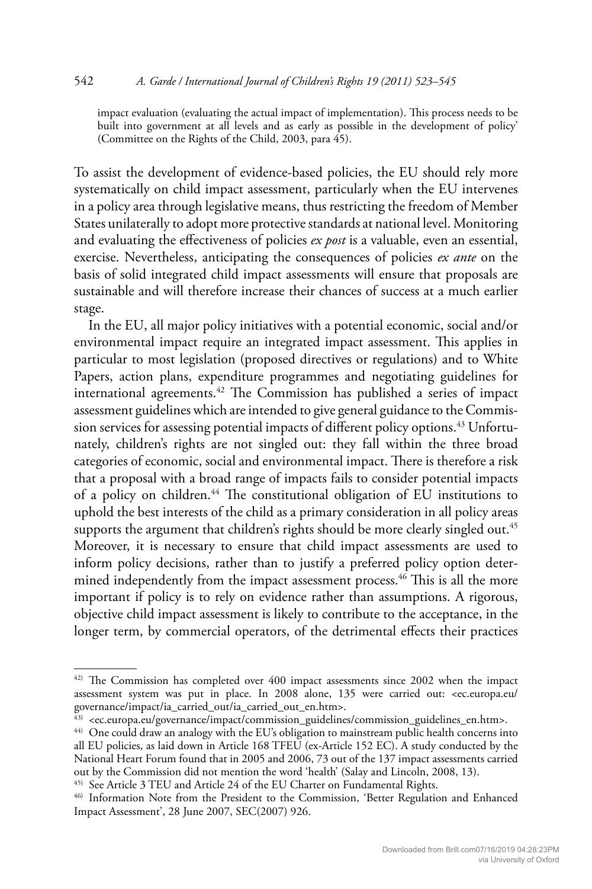impact evaluation (evaluating the actual impact of implementation). This process needs to be built into government at all levels and as early as possible in the development of policy' (Committee on the Rights of the Child, 2003, para 45).

To assist the development of evidence-based policies, the EU should rely more systematically on child impact assessment, particularly when the EU intervenes in a policy area through legislative means, thus restricting the freedom of Member States unilaterally to adopt more protective standards at national level. Monitoring and evaluating the effectiveness of policies *ex post* is a valuable, even an essential, exercise. Nevertheless, anticipating the consequences of policies *ex ante* on the basis of solid integrated child impact assessments will ensure that proposals are sustainable and will therefore increase their chances of success at a much earlier stage.

In the EU, all major policy initiatives with a potential economic, social and/or environmental impact require an integrated impact assessment. This applies in particular to most legislation (proposed directives or regulations) and to White Papers, action plans, expenditure programmes and negotiating guidelines for international agreements.[42] The Commission has published a series of impact assessment guidelines which are intended to give general guidance to the Commission services for assessing potential impacts of different policy options.[43] Unfortunately, children's rights are not singled out: they fall within the three broad categories of economic, social and environmental impact. There is therefore a risk that a proposal with a broad range of impacts fails to consider potential impacts of a policy on children.[44] The constitutional obligation of EU institutions to uphold the best interests of the child as a primary consideration in all policy areas supports the argument that children's rights should be more clearly singled out.[45] Moreover, it is necessary to ensure that child impact assessments are used to inform policy decisions, rather than to justify a preferred policy option determined independently from the impact assessment process.[46] This is all the more important if policy is to rely on evidence rather than assumptions. A rigorous, objective child impact assessment is likely to contribute to the acceptance, in the longer term, by commercial operators, of the detrimental effects their practices

---

[42] The Commission has completed over 400 impact assessments since 2002 when the impact assessment system was put in place. In 2008 alone, 135 were carried out: <ec.europa.eu/governance/impact/ia_carried_out/ia_carried_out_en.htm>.

[43] <ec.europa.eu/governance/impact/commission_guidelines/commission_guidelines_en.htm>.

[44] One could draw an analogy with the EU's obligation to mainstream public health concerns into all EU policies, as laid down in Article 168 TFEU (ex-Article 152 EC). A study conducted by the National Heart Forum found that in 2005 and 2006, 73 out of the 137 impact assessments carried out by the Commission did not mention the word 'health' (Salay and Lincoln, 2008, 13).

[45] See Article 3 TEU and Article 24 of the EU Charter on Fundamental Rights.

[46] Information Note from the President to the Commission, 'Better Regulation and Enhanced Impact Assessment', 28 June 2007, SEC(2007) 926.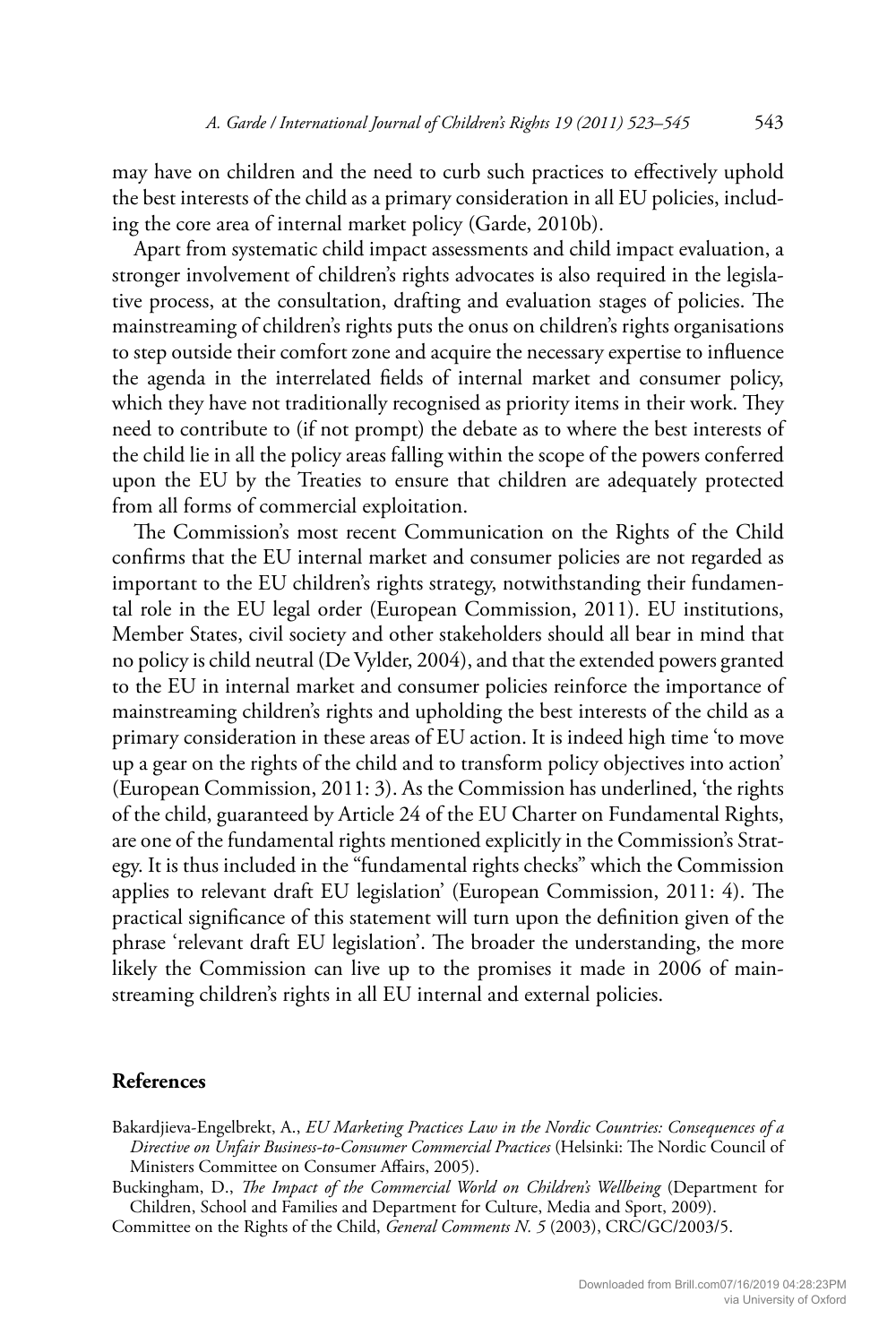may have on children and the need to curb such practices to effectively uphold the best interests of the child as a primary consideration in all EU policies, including the core area of internal market policy (Garde, 2010b).

Apart from systematic child impact assessments and child impact evaluation, a stronger involvement of children's rights advocates is also required in the legislative process, at the consultation, drafting and evaluation stages of policies. The mainstreaming of children's rights puts the onus on children's rights organisations to step outside their comfort zone and acquire the necessary expertise to influence the agenda in the interrelated fields of internal market and consumer policy, which they have not traditionally recognised as priority items in their work. They need to contribute to (if not prompt) the debate as to where the best interests of the child lie in all the policy areas falling within the scope of the powers conferred upon the EU by the Treaties to ensure that children are adequately protected from all forms of commercial exploitation.

The Commission's most recent Communication on the Rights of the Child confirms that the EU internal market and consumer policies are not regarded as important to the EU children's rights strategy, notwithstanding their fundamental role in the EU legal order (European Commission, 2011). EU institutions, Member States, civil society and other stakeholders should all bear in mind that no policy is child neutral (De Vylder, 2004), and that the extended powers granted to the EU in internal market and consumer policies reinforce the importance of mainstreaming children's rights and upholding the best interests of the child as a primary consideration in these areas of EU action. It is indeed high time 'to move up a gear on the rights of the child and to transform policy objectives into action' (European Commission, 2011: 3). As the Commission has underlined, 'the rights of the child, guaranteed by Article 24 of the EU Charter on Fundamental Rights, are one of the fundamental rights mentioned explicitly in the Commission's Strategy. It is thus included in the "fundamental rights checks" which the Commission applies to relevant draft EU legislation' (European Commission, 2011: 4). The practical significance of this statement will turn upon the definition given of the phrase 'relevant draft EU legislation'. The broader the understanding, the more likely the Commission can live up to the promises it made in 2006 of mainstreaming children's rights in all EU internal and external policies.

## References

Bakardjieva-Engelbrekt, A., *EU Marketing Practices Law in the Nordic Countries: Consequences of a Directive on Unfair Business-to-Consumer Commercial Practices* (Helsinki: The Nordic Council of Ministers Committee on Consumer Affairs, 2005).

Buckingham, D., *The Impact of the Commercial World on Children's Wellbeing* (Department for Children, School and Families and Department for Culture, Media and Sport, 2009).

Committee on the Rights of the Child, *General Comments N. 5* (2003), CRC/GC/2003/5.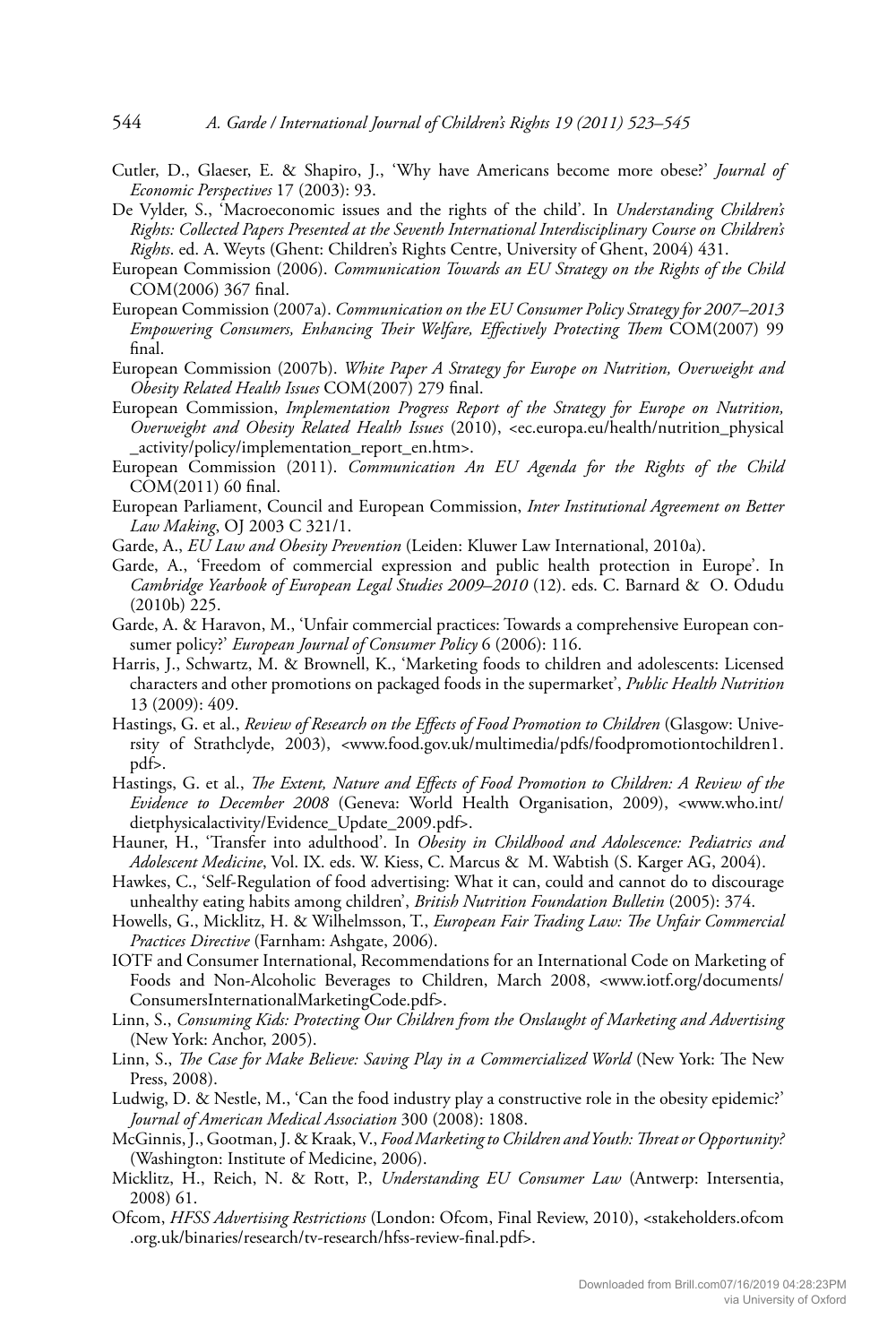Cutler, D., Glaeser, E. & Shapiro, J., 'Why have Americans become more obese?' *Journal of Economic Perspectives* 17 (2003): 93.

De Vylder, S., 'Macroeconomic issues and the rights of the child'. In *Understanding Children's Rights: Collected Papers Presented at the Seventh International Interdisciplinary Course on Children's Rights*. ed. A. Weyts (Ghent: Children's Rights Centre, University of Ghent, 2004) 431.

European Commission (2006). *Communication Towards an EU Strategy on the Rights of the Child* COM(2006) 367 final.

European Commission (2007a). *Communication on the EU Consumer Policy Strategy for 2007–2013 Empowering Consumers, Enhancing Their Welfare, Effectively Protecting Them* COM(2007) 99 final.

European Commission (2007b). *White Paper A Strategy for Europe on Nutrition, Overweight and Obesity Related Health Issues* COM(2007) 279 final.

European Commission, *Implementation Progress Report of the Strategy for Europe on Nutrition, Overweight and Obesity Related Health Issues* (2010), <ec.europa.eu/health/nutrition_physical_activity/policy/implementation_report_en.htm>.

European Commission (2011). *Communication An EU Agenda for the Rights of the Child* COM(2011) 60 final.

European Parliament, Council and European Commission, *Inter Institutional Agreement on Better Law Making*, OJ 2003 C 321/1.

Garde, A., *EU Law and Obesity Prevention* (Leiden: Kluwer Law International, 2010a).

Garde, A., 'Freedom of commercial expression and public health protection in Europe'. In *Cambridge Yearbook of European Legal Studies 2009–2010* (12). eds. C. Barnard & O. Odudu (2010b) 225.

Garde, A. & Haravon, M., 'Unfair commercial practices: Towards a comprehensive European consumer policy?' *European Journal of Consumer Policy* 6 (2006): 116.

Harris, J., Schwartz, M. & Brownell, K., 'Marketing foods to children and adolescents: Licensed characters and other promotions on packaged foods in the supermarket', *Public Health Nutrition* 13 (2009): 409.

Hastings, G. et al., *Review of Research on the Effects of Food Promotion to Children* (Glasgow: University of Strathclyde, 2003), <www.food.gov.uk/multimedia/pdfs/foodpromotiontochildren1.pdf>.

Hastings, G. et al., *The Extent, Nature and Effects of Food Promotion to Children: A Review of the Evidence to December 2008* (Geneva: World Health Organisation, 2009), <www.who.int/dietphysicalactivity/Evidence_Update_2009.pdf>.

Hauner, H., 'Transfer into adulthood'. In *Obesity in Childhood and Adolescence: Pediatrics and Adolescent Medicine*, Vol. IX. eds. W. Kiess, C. Marcus & M. Wabtish (S. Karger AG, 2004).

Hawkes, C., 'Self-Regulation of food advertising: What it can, could and cannot do to discourage unhealthy eating habits among children', *British Nutrition Foundation Bulletin* (2005): 374.

Howells, G., Micklitz, H. & Wilhelmsson, T., *European Fair Trading Law: The Unfair Commercial Practices Directive* (Farnham: Ashgate, 2006).

IOTF and Consumer International, Recommendations for an International Code on Marketing of Foods and Non-Alcoholic Beverages to Children, March 2008, <www.iotf.org/documents/ConsumersInternationalMarketingCode.pdf>.

Linn, S., *Consuming Kids: Protecting Our Children from the Onslaught of Marketing and Advertising* (New York: Anchor, 2005).

Linn, S., *The Case for Make Believe: Saving Play in a Commercialized World* (New York: The New Press, 2008).

Ludwig, D. & Nestle, M., 'Can the food industry play a constructive role in the obesity epidemic?' *Journal of American Medical Association* 300 (2008): 1808.

McGinnis, J., Gootman, J. & Kraak, V., *Food Marketing to Children and Youth: Threat or Opportunity?* (Washington: Institute of Medicine, 2006).

Micklitz, H., Reich, N. & Rott, P., *Understanding EU Consumer Law* (Antwerp: Intersentia, 2008) 61.

Ofcom, *HFSS Advertising Restrictions* (London: Ofcom, Final Review, 2010), <stakeholders.ofcom.org.uk/binaries/research/tv-research/hfss-review-final.pdf>.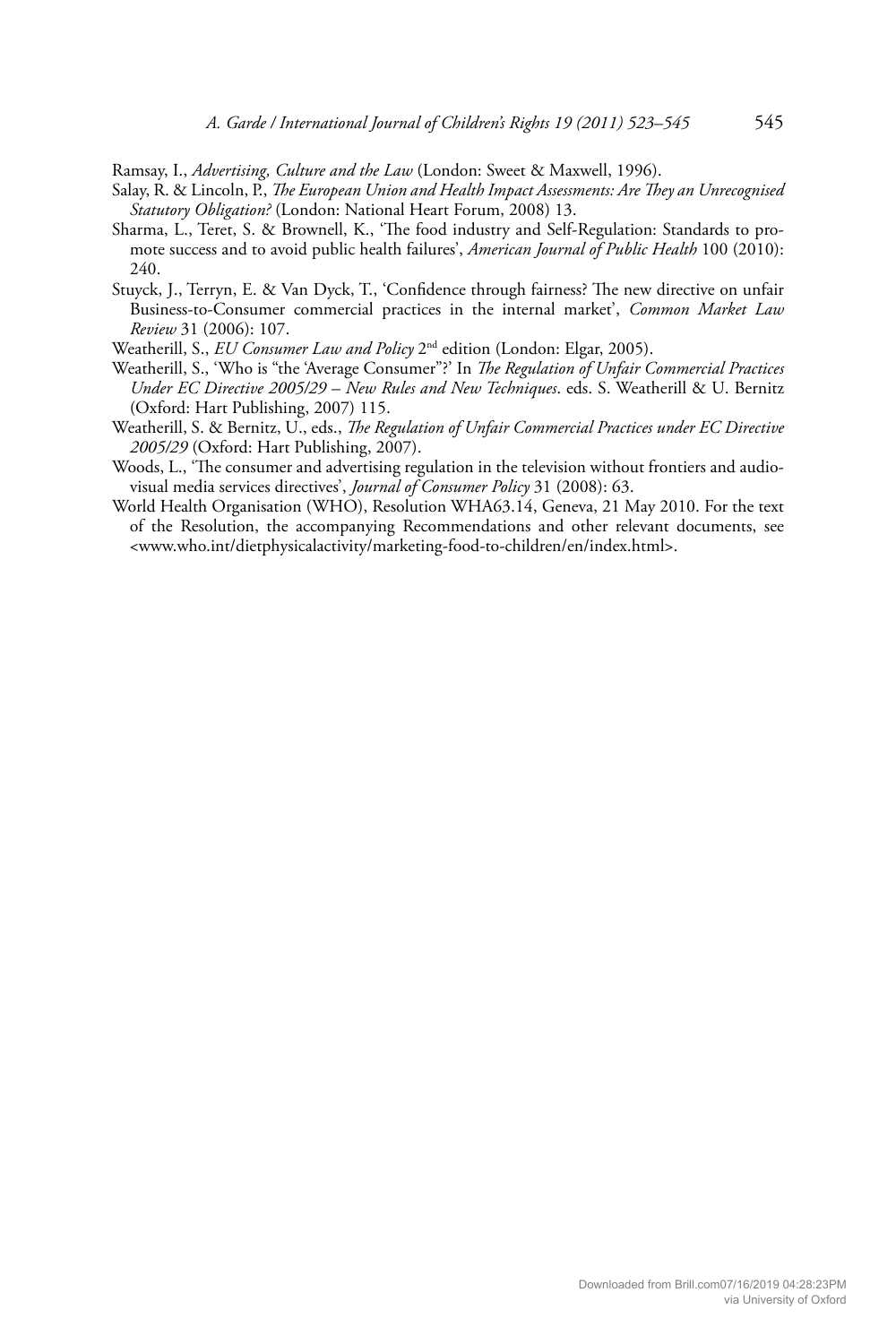Ramsay, I., *Advertising, Culture and the Law* (London: Sweet & Maxwell, 1996).

Salay, R. & Lincoln, P., *The European Union and Health Impact Assessments: Are They an Unrecognised Statutory Obligation?* (London: National Heart Forum, 2008) 13.

Sharma, L., Teret, S. & Brownell, K., 'The food industry and Self-Regulation: Standards to promote success and to avoid public health failures', *American Journal of Public Health* 100 (2010): 240.

Stuyck, J., Terryn, E. & Van Dyck, T., 'Confidence through fairness? The new directive on unfair Business-to-Consumer commercial practices in the internal market', *Common Market Law Review* 31 (2006): 107.

Weatherill, S., *EU Consumer Law and Policy* 2nd edition (London: Elgar, 2005).

Weatherill, S., 'Who is "the 'Average Consumer"?' In *The Regulation of Unfair Commercial Practices Under EC Directive 2005/29 – New Rules and New Techniques*. eds. S. Weatherill & U. Bernitz (Oxford: Hart Publishing, 2007) 115.

Weatherill, S. & Bernitz, U., eds., *The Regulation of Unfair Commercial Practices under EC Directive 2005/29* (Oxford: Hart Publishing, 2007).

Woods, L., 'The consumer and advertising regulation in the television without frontiers and audiovisual media services directives', *Journal of Consumer Policy* 31 (2008): 63.

World Health Organisation (WHO), Resolution WHA63.14, Geneva, 21 May 2010. For the text of the Resolution, the accompanying Recommendations and other relevant documents, see <www.who.int/dietphysicalactivity/marketing-food-to-children/en/index.html>.